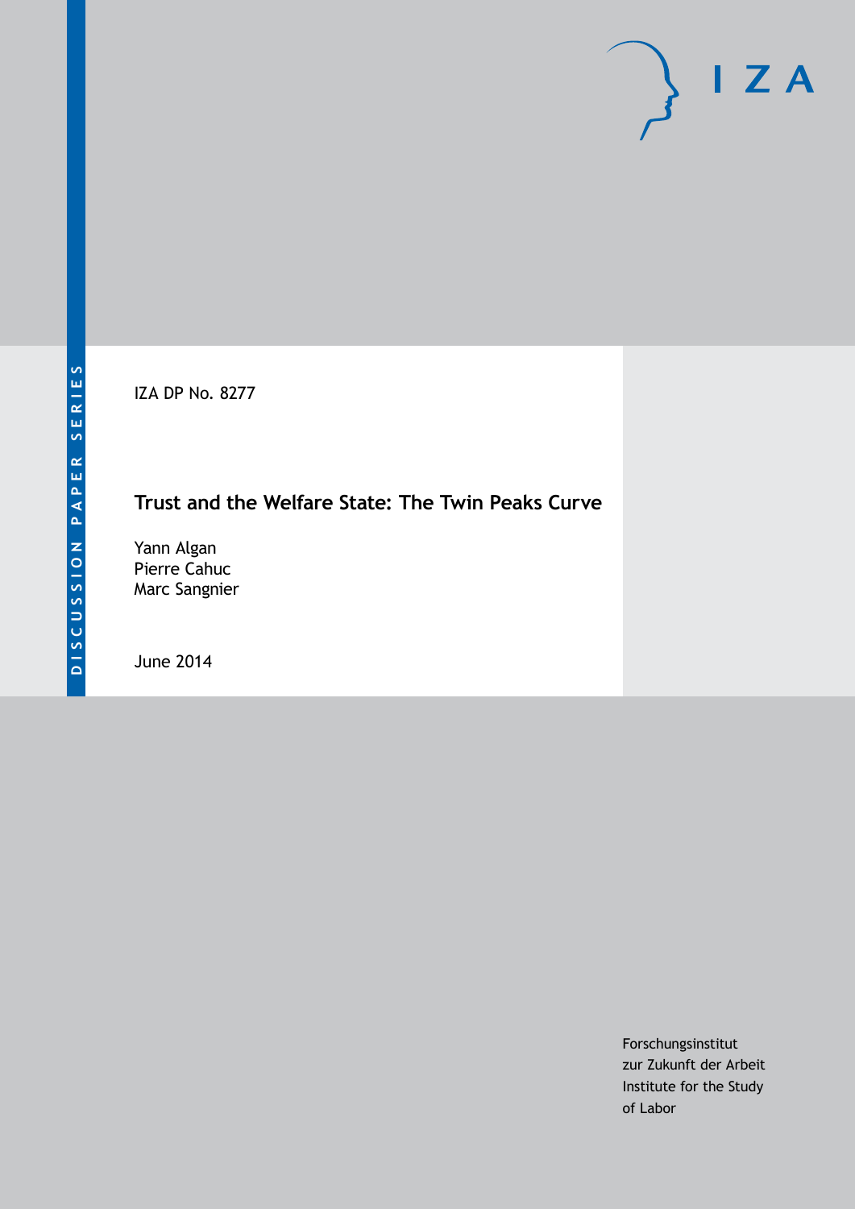IZA DP No. 8277

# Trust and the Welfare State: The Twin Peaks Curve

Yann Algan
Pierre Cahuc
Marc Sangnier

June 2014

DISCUSSION PAPER SERIES

Forschungsinstitut
zur Zukunft der Arbeit
Institute for the Study
of Labor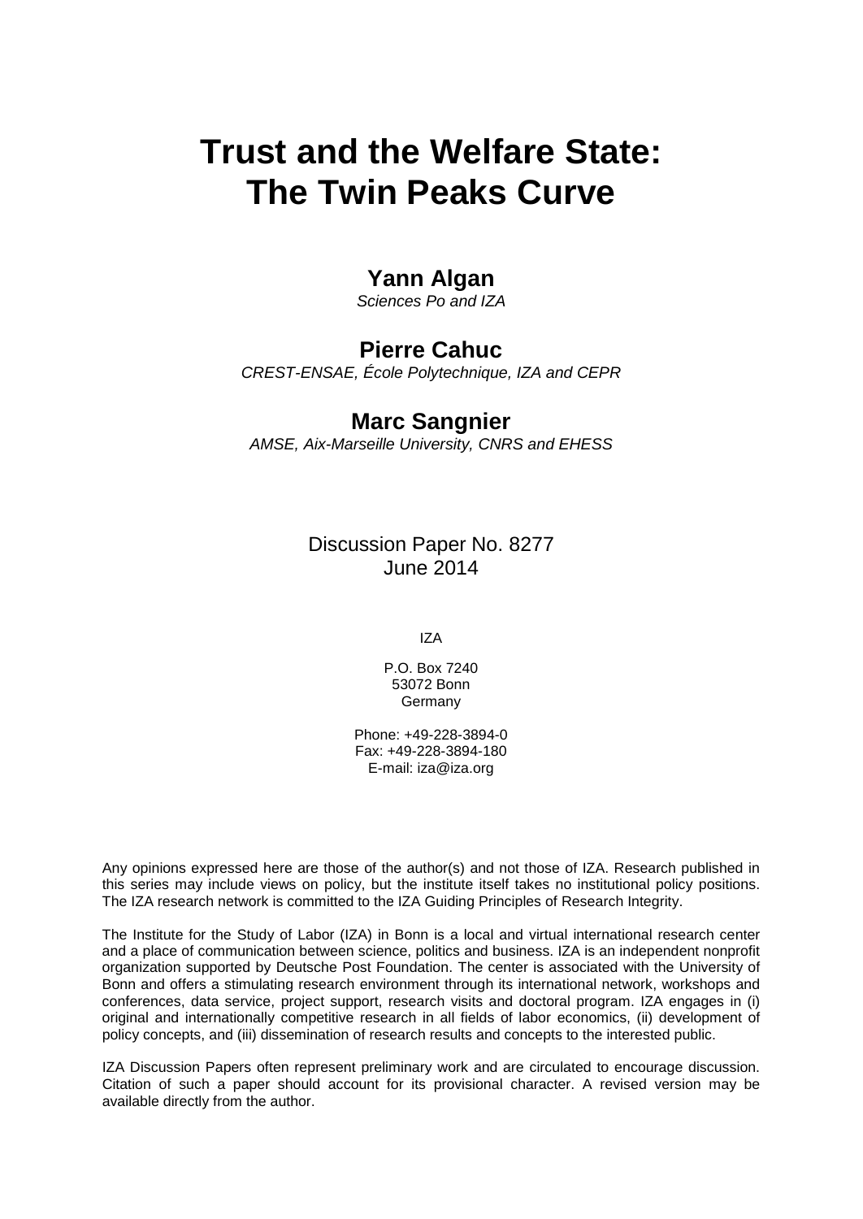# Trust and the Welfare State: The Twin Peaks Curve

## Yann Algan

*Sciences Po and IZA*

## Pierre Cahuc

*CREST-ENSAE, École Polytechnique, IZA and CEPR*

## Marc Sangnier

*AMSE, Aix-Marseille University, CNRS and EHESS*

Discussion Paper No. 8277
June 2014

IZA

P.O. Box 7240
53072 Bonn
Germany

Phone: +49-228-3894-0
Fax: +49-228-3894-180
E-mail: iza@iza.org

Any opinions expressed here are those of the author(s) and not those of IZA. Research published in this series may include views on policy, but the institute itself takes no institutional policy positions. The IZA research network is committed to the IZA Guiding Principles of Research Integrity.

The Institute for the Study of Labor (IZA) in Bonn is a local and virtual international research center and a place of communication between science, politics and business. IZA is an independent nonprofit organization supported by Deutsche Post Foundation. The center is associated with the University of Bonn and offers a stimulating research environment through its international network, workshops and conferences, data service, project support, research visits and doctoral program. IZA engages in (i) original and internationally competitive research in all fields of labor economics, (ii) development of policy concepts, and (iii) dissemination of research results and concepts to the interested public.

IZA Discussion Papers often represent preliminary work and are circulated to encourage discussion. Citation of such a paper should account for its provisional character. A revised version may be available directly from the author.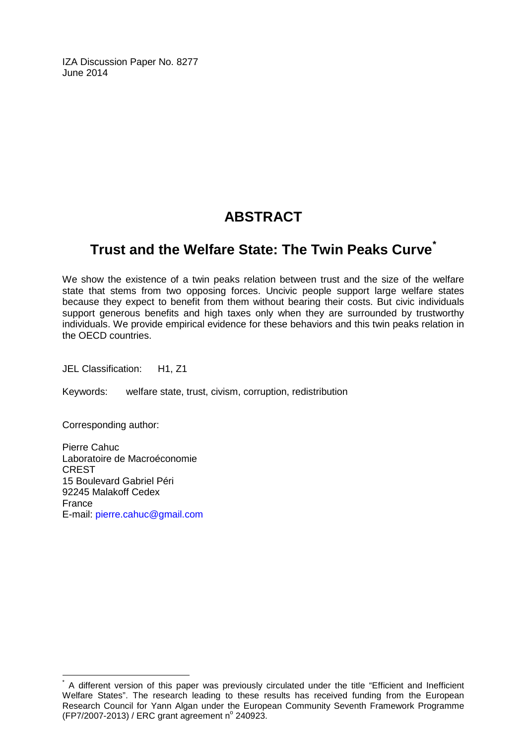IZA Discussion Paper No. 8277
June 2014

# ABSTRACT

## Trust and the Welfare State: The Twin Peaks Curve[*]

We show the existence of a twin peaks relation between trust and the size of the welfare state that stems from two opposing forces. Uncivic people support large welfare states because they expect to benefit from them without bearing their costs. But civic individuals support generous benefits and high taxes only when they are surrounded by trustworthy individuals. We provide empirical evidence for these behaviors and this twin peaks relation in the OECD countries.

JEL Classification: H1, Z1

Keywords: welfare state, trust, civism, corruption, redistribution

Corresponding author:

Pierre Cahuc
Laboratoire de Macroéconomie
CREST
15 Boulevard Gabriel Péri
92245 Malakoff Cedex
France
E-mail: pierre.cahuc@gmail.com

[*] A different version of this paper was previously circulated under the title "Efficient and Inefficient Welfare States". The research leading to these results has received funding from the European Research Council for Yann Algan under the European Community Seventh Framework Programme (FP7/2007-2013) / ERC grant agreement n° 240923.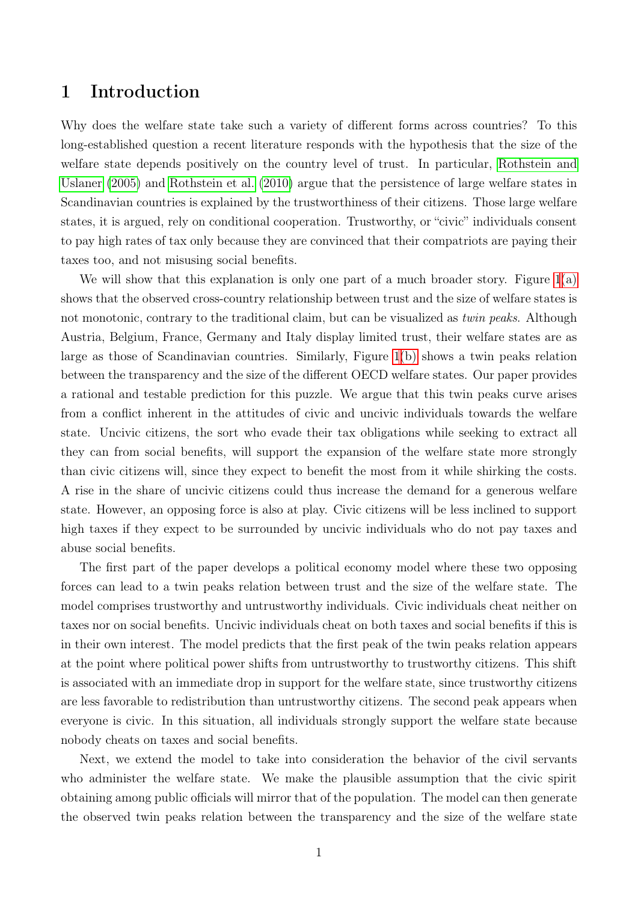# 1 Introduction

Why does the welfare state take such a variety of different forms across countries? To this long-established question a recent literature responds with the hypothesis that the size of the welfare state depends positively on the country level of trust. In particular, Rothstein and Uslaner (2005) and Rothstein et al. (2010) argue that the persistence of large welfare states in Scandinavian countries is explained by the trustworthiness of their citizens. Those large welfare states, it is argued, rely on conditional cooperation. Trustworthy, or "civic" individuals consent to pay high rates of tax only because they are convinced that their compatriots are paying their taxes too, and not misusing social benefits.

We will show that this explanation is only one part of a much broader story. Figure 1(a) shows that the observed cross-country relationship between trust and the size of welfare states is not monotonic, contrary to the traditional claim, but can be visualized as *twin peaks*. Although Austria, Belgium, France, Germany and Italy display limited trust, their welfare states are as large as those of Scandinavian countries. Similarly, Figure 1(b) shows a twin peaks relation between the transparency and the size of the different OECD welfare states. Our paper provides a rational and testable prediction for this puzzle. We argue that this twin peaks curve arises from a conflict inherent in the attitudes of civic and uncivic individuals towards the welfare state. Uncivic citizens, the sort who evade their tax obligations while seeking to extract all they can from social benefits, will support the expansion of the welfare state more strongly than civic citizens will, since they expect to benefit the most from it while shirking the costs. A rise in the share of uncivic citizens could thus increase the demand for a generous welfare state. However, an opposing force is also at play. Civic citizens will be less inclined to support high taxes if they expect to be surrounded by uncivic individuals who do not pay taxes and abuse social benefits.

The first part of the paper develops a political economy model where these two opposing forces can lead to a twin peaks relation between trust and the size of the welfare state. The model comprises trustworthy and untrustworthy individuals. Civic individuals cheat neither on taxes nor on social benefits. Uncivic individuals cheat on both taxes and social benefits if this is in their own interest. The model predicts that the first peak of the twin peaks relation appears at the point where political power shifts from untrustworthy to trustworthy citizens. This shift is associated with an immediate drop in support for the welfare state, since trustworthy citizens are less favorable to redistribution than untrustworthy citizens. The second peak appears when everyone is civic. In this situation, all individuals strongly support the welfare state because nobody cheats on taxes and social benefits.

Next, we extend the model to take into consideration the behavior of the civil servants who administer the welfare state. We make the plausible assumption that the civic spirit obtaining among public officials will mirror that of the population. The model can then generate the observed twin peaks relation between the transparency and the size of the welfare state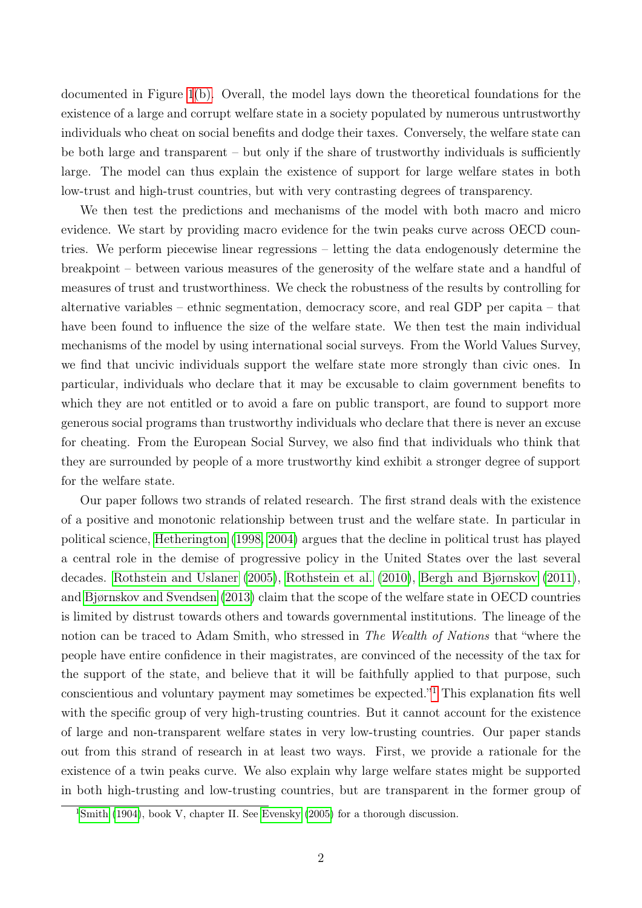documented in Figure 1(b). Overall, the model lays down the theoretical foundations for the existence of a large and corrupt welfare state in a society populated by numerous untrustworthy individuals who cheat on social benefits and dodge their taxes. Conversely, the welfare state can be both large and transparent – but only if the share of trustworthy individuals is sufficiently large. The model can thus explain the existence of support for large welfare states in both low-trust and high-trust countries, but with very contrasting degrees of transparency.

We then test the predictions and mechanisms of the model with both macro and micro evidence. We start by providing macro evidence for the twin peaks curve across OECD countries. We perform piecewise linear regressions – letting the data endogenously determine the breakpoint – between various measures of the generosity of the welfare state and a handful of measures of trust and trustworthiness. We check the robustness of the results by controlling for alternative variables – ethnic segmentation, democracy score, and real GDP per capita – that have been found to influence the size of the welfare state. We then test the main individual mechanisms of the model by using international social surveys. From the World Values Survey, we find that uncivic individuals support the welfare state more strongly than civic ones. In particular, individuals who declare that it may be excusable to claim government benefits to which they are not entitled or to avoid a fare on public transport, are found to support more generous social programs than trustworthy individuals who declare that there is never an excuse for cheating. From the European Social Survey, we also find that individuals who think that they are surrounded by people of a more trustworthy kind exhibit a stronger degree of support for the welfare state.

Our paper follows two strands of related research. The first strand deals with the existence of a positive and monotonic relationship between trust and the welfare state. In particular in political science, Hetherington (1998, 2004) argues that the decline in political trust has played a central role in the demise of progressive policy in the United States over the last several decades. Rothstein and Uslaner (2005), Rothstein et al. (2010), Bergh and Bjørnskov (2011), and Bjørnskov and Svendsen (2013) claim that the scope of the welfare state in OECD countries is limited by distrust towards others and towards governmental institutions. The lineage of the notion can be traced to Adam Smith, who stressed in *The Wealth of Nations* that "where the people have entire confidence in their magistrates, are convinced of the necessity of the tax for the support of the state, and believe that it will be faithfully applied to that purpose, such conscientious and voluntary payment may sometimes be expected."[1] This explanation fits well with the specific group of very high-trusting countries. But it cannot account for the existence of large and non-transparent welfare states in very low-trusting countries. Our paper stands out from this strand of research in at least two ways. First, we provide a rationale for the existence of a twin peaks curve. We also explain why large welfare states might be supported in both high-trusting and low-trusting countries, but are transparent in the former group of

[1] Smith (1904), book V, chapter II. See Evensky (2005) for a thorough discussion.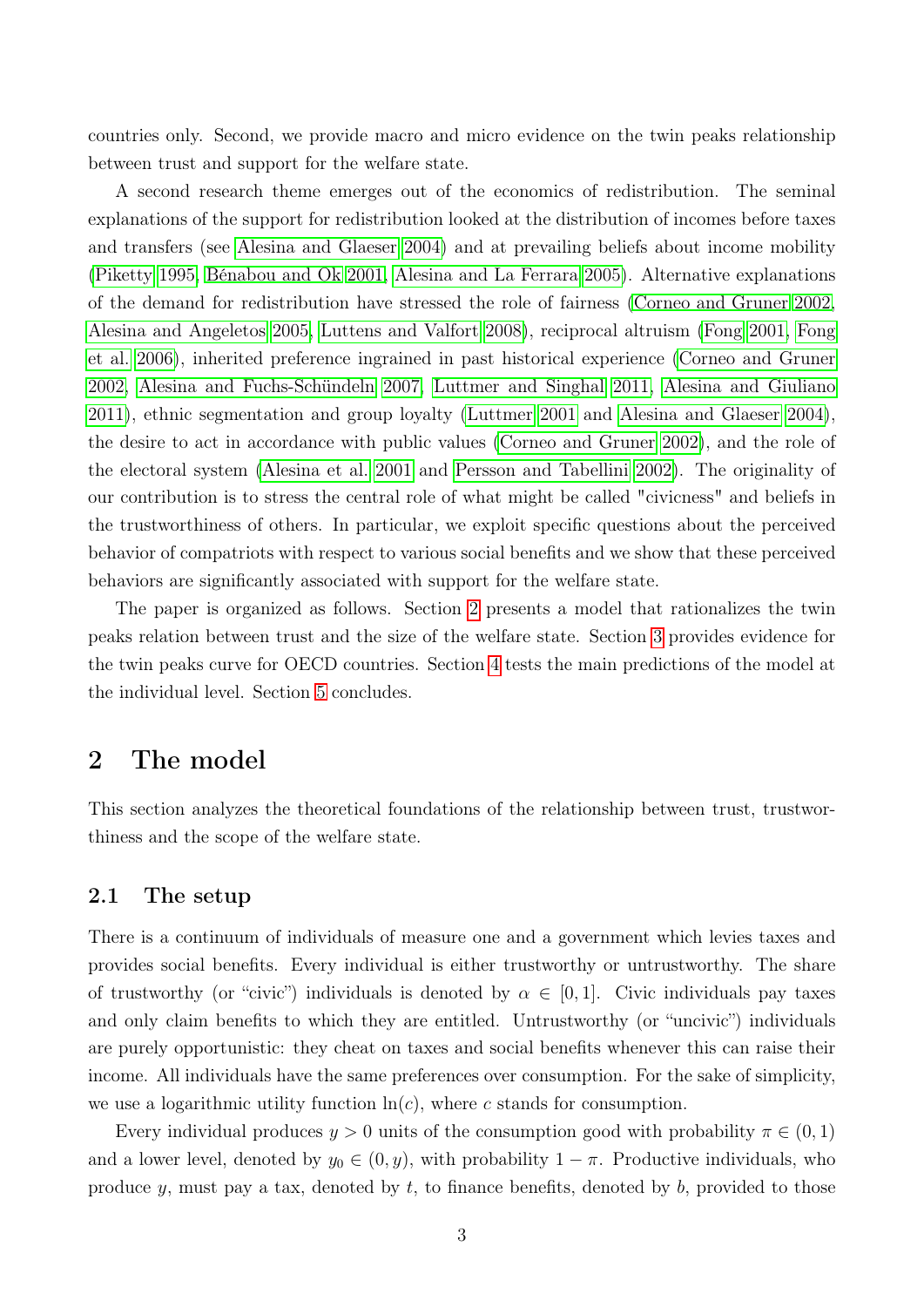countries only. Second, we provide macro and micro evidence on the twin peaks relationship between trust and support for the welfare state.

A second research theme emerges out of the economics of redistribution. The seminal explanations of the support for redistribution looked at the distribution of incomes before taxes and transfers (see Alesina and Glaeser 2004) and at prevailing beliefs about income mobility (Piketty 1995, Bénabou and Ok 2001, Alesina and La Ferrara 2005). Alternative explanations of the demand for redistribution have stressed the role of fairness (Corneo and Gruner 2002, Alesina and Angeletos 2005, Luttens and Valfort 2008), reciprocal altruism (Fong 2001, Fong et al. 2006), inherited preference ingrained in past historical experience (Corneo and Gruner 2002, Alesina and Fuchs-Schündeln 2007, Luttmer and Singhal 2011, Alesina and Giuliano 2011), ethnic segmentation and group loyalty (Luttmer 2001 and Alesina and Glaeser 2004), the desire to act in accordance with public values (Corneo and Gruner 2002), and the role of the electoral system (Alesina et al. 2001 and Persson and Tabellini 2002). The originality of our contribution is to stress the central role of what might be called "civicness" and beliefs in the trustworthiness of others. In particular, we exploit specific questions about the perceived behavior of compatriots with respect to various social benefits and we show that these perceived behaviors are significantly associated with support for the welfare state.

The paper is organized as follows. Section 2 presents a model that rationalizes the twin peaks relation between trust and the size of the welfare state. Section 3 provides evidence for the twin peaks curve for OECD countries. Section 4 tests the main predictions of the model at the individual level. Section 5 concludes.

## 2 The model

This section analyzes the theoretical foundations of the relationship between trust, trustworthiness and the scope of the welfare state.

### 2.1 The setup

There is a continuum of individuals of measure one and a government which levies taxes and provides social benefits. Every individual is either trustworthy or untrustworthy. The share of trustworthy (or "civic") individuals is denoted by $\alpha \in [0, 1]$. Civic individuals pay taxes and only claim benefits to which they are entitled. Untrustworthy (or "uncivic") individuals are purely opportunistic: they cheat on taxes and social benefits whenever this can raise their income. All individuals have the same preferences over consumption. For the sake of simplicity, we use a logarithmic utility function $\ln(c)$, where $c$ stands for consumption.

Every individual produces $y > 0$ units of the consumption good with probability $\pi \in (0, 1)$ and a lower level, denoted by $y_0 \in (0, y)$, with probability $1 - \pi$. Productive individuals, who produce $y$, must pay a tax, denoted by $t$, to finance benefits, denoted by $b$, provided to those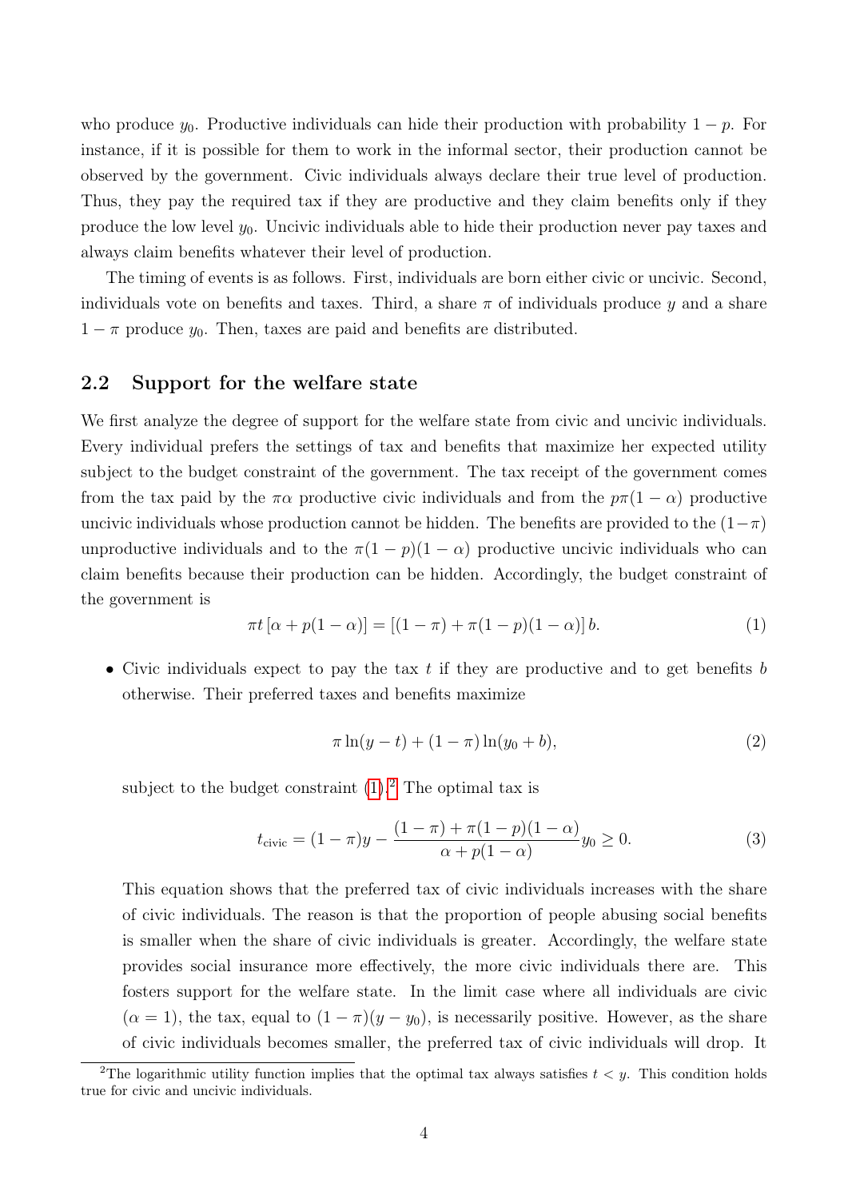who produce $y_0$. Productive individuals can hide their production with probability $1 - p$. For instance, if it is possible for them to work in the informal sector, their production cannot be observed by the government. Civic individuals always declare their true level of production. Thus, they pay the required tax if they are productive and they claim benefits only if they produce the low level $y_0$. Uncivic individuals able to hide their production never pay taxes and always claim benefits whatever their level of production.

The timing of events is as follows. First, individuals are born either civic or uncivic. Second, individuals vote on benefits and taxes. Third, a share $\pi$ of individuals produce $y$ and a share $1 - \pi$ produce $y_0$. Then, taxes are paid and benefits are distributed.

## 2.2 Support for the welfare state

We first analyze the degree of support for the welfare state from civic and uncivic individuals. Every individual prefers the settings of tax and benefits that maximize her expected utility subject to the budget constraint of the government. The tax receipt of the government comes from the tax paid by the $\pi\alpha$ productive civic individuals and from the $p\pi(1-\alpha)$ productive uncivic individuals whose production cannot be hidden. The benefits are provided to the $(1-\pi)$ unproductive individuals and to the $\pi(1-p)(1-\alpha)$ productive uncivic individuals who can claim benefits because their production can be hidden. Accordingly, the budget constraint of the government is

$$\pi t \left[\alpha + p(1-\alpha)\right] = \left[(1-\pi) + \pi(1-p)(1-\alpha)\right] b. \tag{1}$$

- Civic individuals expect to pay the tax $t$ if they are productive and to get benefits $b$ otherwise. Their preferred taxes and benefits maximize

$$\pi \ln(y - t) + (1-\pi)\ln(y_0 + b), \tag{2}$$

subject to the budget constraint (1).[2] The optimal tax is

$$t_{\text{civic}} = (1-\pi)y - \frac{(1-\pi) + \pi(1-p)(1-\alpha)}{\alpha + p(1-\alpha)} y_0 \geq 0. \tag{3}$$

This equation shows that the preferred tax of civic individuals increases with the share of civic individuals. The reason is that the proportion of people abusing social benefits is smaller when the share of civic individuals is greater. Accordingly, the welfare state provides social insurance more effectively, the more civic individuals there are. This fosters support for the welfare state. In the limit case where all individuals are civic ($\alpha = 1$), the tax, equal to $(1-\pi)(y - y_0)$, is necessarily positive. However, as the share of civic individuals becomes smaller, the preferred tax of civic individuals will drop. It

[2] The logarithmic utility function implies that the optimal tax always satisfies $t < y$. This condition holds true for civic and uncivic individuals.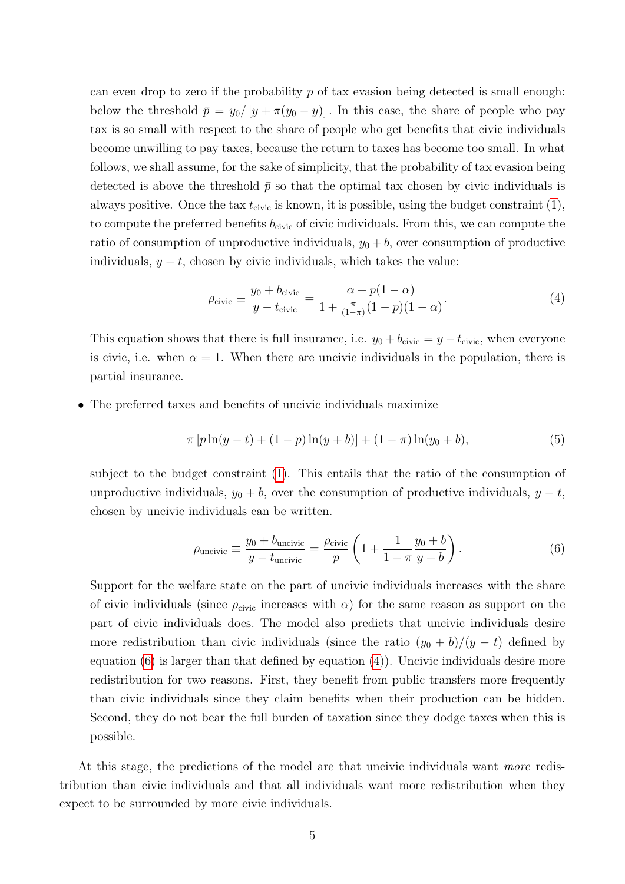can even drop to zero if the probability $p$ of tax evasion being detected is small enough: below the threshold $\bar{p} = y_0 / [y + \pi(y_0 - y)]$. In this case, the share of people who pay tax is so small with respect to the share of people who get benefits that civic individuals become unwilling to pay taxes, because the return to taxes has become too small. In what follows, we shall assume, for the sake of simplicity, that the probability of tax evasion being detected is above the threshold $\bar{p}$ so that the optimal tax chosen by civic individuals is always positive. Once the tax $t_{\text{civic}}$ is known, it is possible, using the budget constraint (1), to compute the preferred benefits $b_{\text{civic}}$ of civic individuals. From this, we can compute the ratio of consumption of unproductive individuals, $y_0 + b$, over consumption of productive individuals, $y - t$, chosen by civic individuals, which takes the value:

$$\rho_{\text{civic}} \equiv \frac{y_0 + b_{\text{civic}}}{y - t_{\text{civic}}} = \frac{\alpha + p(1-\alpha)}{1 + \frac{\pi}{(1-\pi)}(1-p)(1-\alpha)}. \tag{4}$$

This equation shows that there is full insurance, i.e. $y_0 + b_{\text{civic}} = y - t_{\text{civic}}$, when everyone is civic, i.e. when $\alpha = 1$. When there are uncivic individuals in the population, there is partial insurance.

- The preferred taxes and benefits of uncivic individuals maximize

$$\pi \left[ p \ln(y - t) + (1-p) \ln(y + b) \right] + (1 - \pi) \ln(y_0 + b), \tag{5}$$

subject to the budget constraint (1). This entails that the ratio of the consumption of unproductive individuals, $y_0 + b$, over the consumption of productive individuals, $y - t$, chosen by uncivic individuals can be written.

$$\rho_{\text{uncivic}} \equiv \frac{y_0 + b_{\text{uncivic}}}{y - t_{\text{uncivic}}} = \frac{\rho_{\text{civic}}}{p} \left( 1 + \frac{1}{1-\pi} \frac{y_0 + b}{y + b} \right). \tag{6}$$

Support for the welfare state on the part of uncivic individuals increases with the share of civic individuals (since $\rho_{\text{civic}}$ increases with $\alpha$) for the same reason as support on the part of civic individuals does. The model also predicts that uncivic individuals desire more redistribution than civic individuals (since the ratio $(y_0 + b)/(y - t)$ defined by equation (6) is larger than that defined by equation (4)). Uncivic individuals desire more redistribution for two reasons. First, they benefit from public transfers more frequently than civic individuals since they claim benefits when their production can be hidden. Second, they do not bear the full burden of taxation since they dodge taxes when this is possible.

At this stage, the predictions of the model are that uncivic individuals want *more* redistribution than civic individuals and that all individuals want more redistribution when they expect to be surrounded by more civic individuals.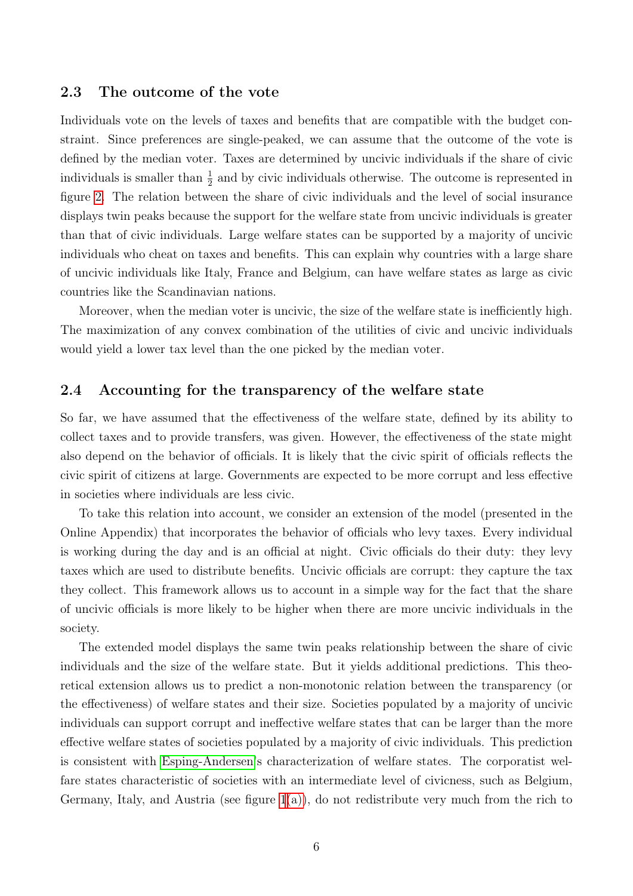### 2.3 The outcome of the vote

Individuals vote on the levels of taxes and benefits that are compatible with the budget constraint. Since preferences are single-peaked, we can assume that the outcome of the vote is defined by the median voter. Taxes are determined by uncivic individuals if the share of civic individuals is smaller than $\frac{1}{2}$ and by civic individuals otherwise. The outcome is represented in figure 2. The relation between the share of civic individuals and the level of social insurance displays twin peaks because the support for the welfare state from uncivic individuals is greater than that of civic individuals. Large welfare states can be supported by a majority of uncivic individuals who cheat on taxes and benefits. This can explain why countries with a large share of uncivic individuals like Italy, France and Belgium, can have welfare states as large as civic countries like the Scandinavian nations.

Moreover, when the median voter is uncivic, the size of the welfare state is inefficiently high. The maximization of any convex combination of the utilities of civic and uncivic individuals would yield a lower tax level than the one picked by the median voter.

### 2.4 Accounting for the transparency of the welfare state

So far, we have assumed that the effectiveness of the welfare state, defined by its ability to collect taxes and to provide transfers, was given. However, the effectiveness of the state might also depend on the behavior of officials. It is likely that the civic spirit of officials reflects the civic spirit of citizens at large. Governments are expected to be more corrupt and less effective in societies where individuals are less civic.

To take this relation into account, we consider an extension of the model (presented in the Online Appendix) that incorporates the behavior of officials who levy taxes. Every individual is working during the day and is an official at night. Civic officials do their duty: they levy taxes which are used to distribute benefits. Uncivic officials are corrupt: they capture the tax they collect. This framework allows us to account in a simple way for the fact that the share of uncivic officials is more likely to be higher when there are more uncivic individuals in the society.

The extended model displays the same twin peaks relationship between the share of civic individuals and the size of the welfare state. But it yields additional predictions. This theoretical extension allows us to predict a non-monotonic relation between the transparency (or the effectiveness) of welfare states and their size. Societies populated by a majority of uncivic individuals can support corrupt and ineffective welfare states that can be larger than the more effective welfare states of societies populated by a majority of civic individuals. This prediction is consistent with Esping-Andersen's characterization of welfare states. The corporatist welfare states characteristic of societies with an intermediate level of civicness, such as Belgium, Germany, Italy, and Austria (see figure 1(a)), do not redistribute very much from the rich to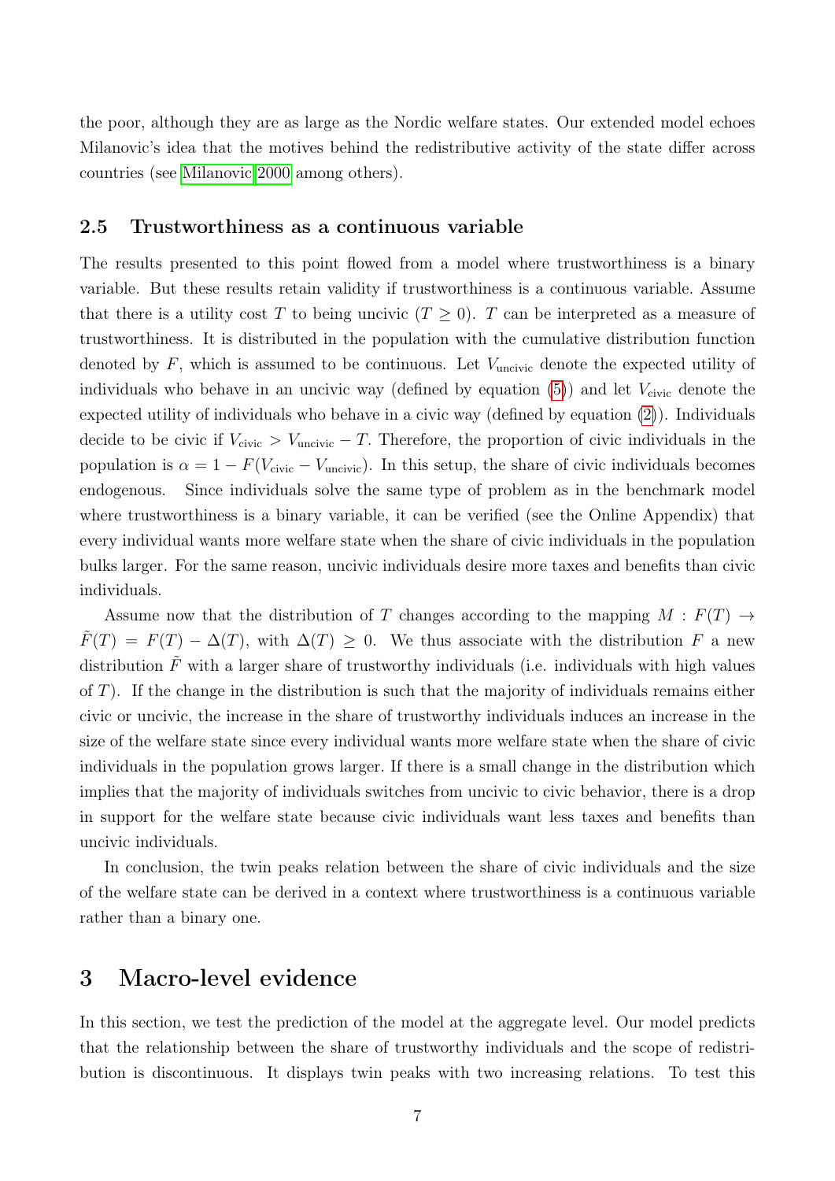the poor, although they are as large as the Nordic welfare states. Our extended model echoes Milanovic's idea that the motives behind the redistributive activity of the state differ across countries (see Milanovic 2000 among others).

### 2.5 Trustworthiness as a continuous variable

The results presented to this point flowed from a model where trustworthiness is a binary variable. But these results retain validity if trustworthiness is a continuous variable. Assume that there is a utility cost $T$ to being uncivic ($T \geq 0$). $T$ can be interpreted as a measure of trustworthiness. It is distributed in the population with the cumulative distribution function denoted by $F$, which is assumed to be continuous. Let $V_{\text{uncivic}}$ denote the expected utility of individuals who behave in an uncivic way (defined by equation (5)) and let $V_{\text{civic}}$ denote the expected utility of individuals who behave in a civic way (defined by equation (2)). Individuals decide to be civic if $V_{\text{civic}} > V_{\text{uncivic}} - T$. Therefore, the proportion of civic individuals in the population is $\alpha = 1 - F(V_{\text{civic}} - V_{\text{uncivic}})$. In this setup, the share of civic individuals becomes endogenous. Since individuals solve the same type of problem as in the benchmark model where trustworthiness is a binary variable, it can be verified (see the Online Appendix) that every individual wants more welfare state when the share of civic individuals in the population bulks larger. For the same reason, uncivic individuals desire more taxes and benefits than civic individuals.

Assume now that the distribution of $T$ changes according to the mapping $M : F(T) \to \tilde{F}(T) = F(T) - \Delta(T)$, with $\Delta(T) \geq 0$. We thus associate with the distribution $F$ a new distribution $\tilde{F}$ with a larger share of trustworthy individuals (i.e. individuals with high values of $T$). If the change in the distribution is such that the majority of individuals remains either civic or uncivic, the increase in the share of trustworthy individuals induces an increase in the size of the welfare state since every individual wants more welfare state when the share of civic individuals in the population grows larger. If there is a small change in the distribution which implies that the majority of individuals switches from uncivic to civic behavior, there is a drop in support for the welfare state because civic individuals want less taxes and benefits than uncivic individuals.

In conclusion, the twin peaks relation between the share of civic individuals and the size of the welfare state can be derived in a context where trustworthiness is a continuous variable rather than a binary one.

## 3 Macro-level evidence

In this section, we test the prediction of the model at the aggregate level. Our model predicts that the relationship between the share of trustworthy individuals and the scope of redistribution is discontinuous. It displays twin peaks with two increasing relations. To test this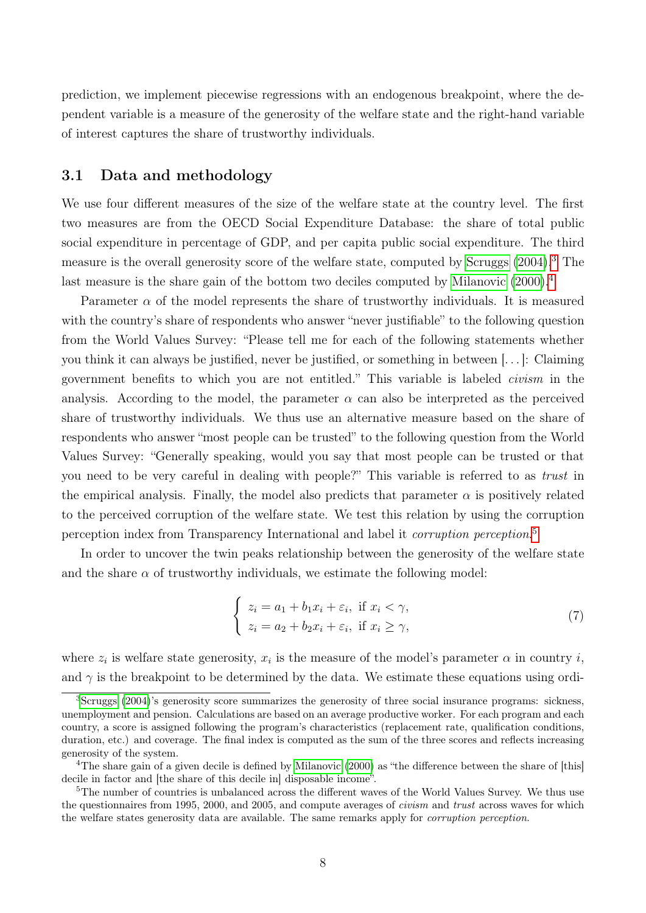prediction, we implement piecewise regressions with an endogenous breakpoint, where the dependent variable is a measure of the generosity of the welfare state and the right-hand variable of interest captures the share of trustworthy individuals.

### 3.1 Data and methodology

We use four different measures of the size of the welfare state at the country level. The first two measures are from the OECD Social Expenditure Database: the share of total public social expenditure in percentage of GDP, and per capita public social expenditure. The third measure is the overall generosity score of the welfare state, computed by Scruggs (2004).[3] The last measure is the share gain of the bottom two deciles computed by Milanovic (2000).[4]

Parameter $\alpha$ of the model represents the share of trustworthy individuals. It is measured with the country's share of respondents who answer "never justifiable" to the following question from the World Values Survey: "Please tell me for each of the following statements whether you think it can always be justified, never be justified, or something in between [...]: Claiming government benefits to which you are not entitled." This variable is labeled *civism* in the analysis. According to the model, the parameter $\alpha$ can also be interpreted as the perceived share of trustworthy individuals. We thus use an alternative measure based on the share of respondents who answer "most people can be trusted" to the following question from the World Values Survey: "Generally speaking, would you say that most people can be trusted or that you need to be very careful in dealing with people?" This variable is referred to as *trust* in the empirical analysis. Finally, the model also predicts that parameter $\alpha$ is positively related to the perceived corruption of the welfare state. We test this relation by using the corruption perception index from Transparency International and label it *corruption perception*.[5]

In order to uncover the twin peaks relationship between the generosity of the welfare state and the share $\alpha$ of trustworthy individuals, we estimate the following model:

$$\begin{cases} z_i = a_1 + b_1 x_i + \varepsilon_i, \text{ if } x_i < \gamma, \\ z_i = a_2 + b_2 x_i + \varepsilon_i, \text{ if } x_i \geq \gamma, \end{cases} \tag{7}$$

where $z_i$ is welfare state generosity, $x_i$ is the measure of the model's parameter $\alpha$ in country $i$, and $\gamma$ is the breakpoint to be determined by the data. We estimate these equations using ordi-

---

[3] Scruggs (2004)'s generosity score summarizes the generosity of three social insurance programs: sickness, unemployment and pension. Calculations are based on an average productive worker. For each program and each country, a score is assigned following the program's characteristics (replacement rate, qualification conditions, duration, etc.) and coverage. The final index is computed as the sum of the three scores and reflects increasing generosity of the system.

[4] The share gain of a given decile is defined by Milanovic (2000) as "the difference between the share of [this] decile in factor and [the share of this decile in] disposable income".

[5] The number of countries is unbalanced across the different waves of the World Values Survey. We thus use the questionnaires from 1995, 2000, and 2005, and compute averages of *civism* and *trust* across waves for which the welfare states generosity data are available. The same remarks apply for *corruption perception*.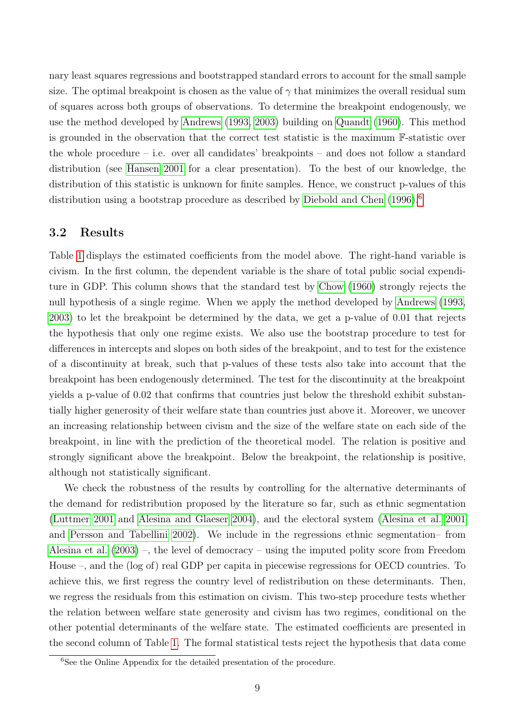nary least squares regressions and bootstrapped standard errors to account for the small sample size. The optimal breakpoint is chosen as the value of $\gamma$ that minimizes the overall residual sum of squares across both groups of observations. To determine the breakpoint endogenously, we use the method developed by Andrews (1993, 2003) building on Quandt (1960). This method is grounded in the observation that the correct test statistic is the maximum $\mathbb{F}$-statistic over the whole procedure – i.e. over all candidates' breakpoints – and does not follow a standard distribution (see Hansen 2001 for a clear presentation). To the best of our knowledge, the distribution of this statistic is unknown for finite samples. Hence, we construct p-values of this distribution using a bootstrap procedure as described by Diebold and Chen (1996).[6]

## 3.2 Results

Table 1 displays the estimated coefficients from the model above. The right-hand variable is civism. In the first column, the dependent variable is the share of total public social expenditure in GDP. This column shows that the standard test by Chow (1960) strongly rejects the null hypothesis of a single regime. When we apply the method developed by Andrews (1993, 2003) to let the breakpoint be determined by the data, we get a p-value of 0.01 that rejects the hypothesis that only one regime exists. We also use the bootstrap procedure to test for differences in intercepts and slopes on both sides of the breakpoint, and to test for the existence of a discontinuity at break, such that p-values of these tests also take into account that the breakpoint has been endogenously determined. The test for the discontinuity at the breakpoint yields a p-value of 0.02 that confirms that countries just below the threshold exhibit substantially higher generosity of their welfare state than countries just above it. Moreover, we uncover an increasing relationship between civism and the size of the welfare state on each side of the breakpoint, in line with the prediction of the theoretical model. The relation is positive and strongly significant above the breakpoint. Below the breakpoint, the relationship is positive, although not statistically significant.

We check the robustness of the results by controlling for the alternative determinants of the demand for redistribution proposed by the literature so far, such as ethnic segmentation (Luttmer 2001 and Alesina and Glaeser 2004), and the electoral system (Alesina et al. 2001 and Persson and Tabellini 2002). We include in the regressions ethnic segmentation– from Alesina et al. (2003) –, the level of democracy – using the imputed polity score from Freedom House –, and the (log of) real GDP per capita in piecewise regressions for OECD countries. To achieve this, we first regress the country level of redistribution on these determinants. Then, we regress the residuals from this estimation on civism. This two-step procedure tests whether the relation between welfare state generosity and civism has two regimes, conditional on the other potential determinants of the welfare state. The estimated coefficients are presented in the second column of Table 1. The formal statistical tests reject the hypothesis that data come

[6] See the Online Appendix for the detailed presentation of the procedure.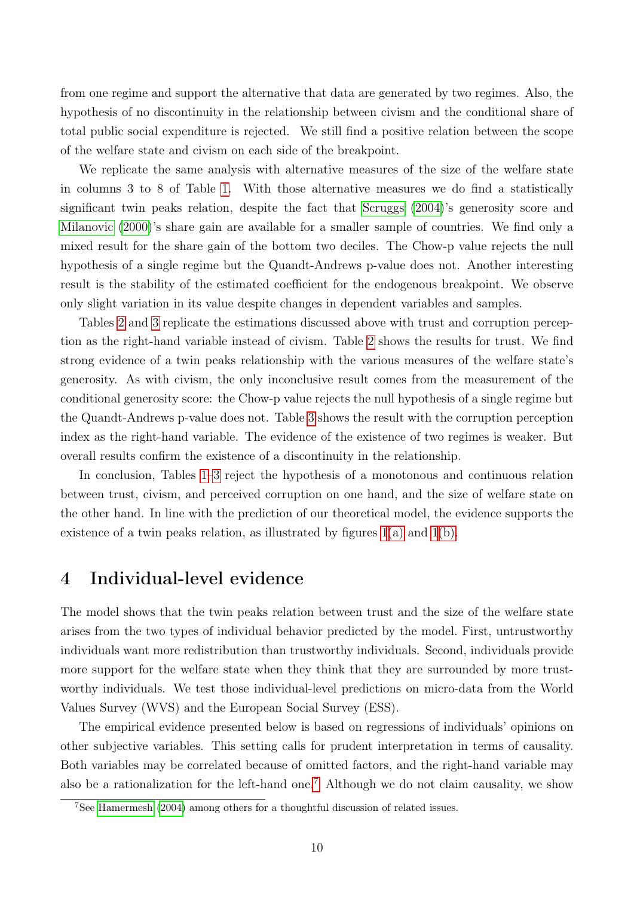from one regime and support the alternative that data are generated by two regimes. Also, the hypothesis of no discontinuity in the relationship between civism and the conditional share of total public social expenditure is rejected. We still find a positive relation between the scope of the welfare state and civism on each side of the breakpoint.

We replicate the same analysis with alternative measures of the size of the welfare state in columns 3 to 8 of Table 1. With those alternative measures we do find a statistically significant twin peaks relation, despite the fact that Scruggs (2004)'s generosity score and Milanovic (2000)'s share gain are available for a smaller sample of countries. We find only a mixed result for the share gain of the bottom two deciles. The Chow-p value rejects the null hypothesis of a single regime but the Quandt-Andrews p-value does not. Another interesting result is the stability of the estimated coefficient for the endogenous breakpoint. We observe only slight variation in its value despite changes in dependent variables and samples.

Tables 2 and 3 replicate the estimations discussed above with trust and corruption perception as the right-hand variable instead of civism. Table 2 shows the results for trust. We find strong evidence of a twin peaks relationship with the various measures of the welfare state's generosity. As with civism, the only inconclusive result comes from the measurement of the conditional generosity score: the Chow-p value rejects the null hypothesis of a single regime but the Quandt-Andrews p-value does not. Table 3 shows the result with the corruption perception index as the right-hand variable. The evidence of the existence of two regimes is weaker. But overall results confirm the existence of a discontinuity in the relationship.

In conclusion, Tables 1–3 reject the hypothesis of a monotonous and continuous relation between trust, civism, and perceived corruption on one hand, and the size of welfare state on the other hand. In line with the prediction of our theoretical model, the evidence supports the existence of a twin peaks relation, as illustrated by figures 1(a) and 1(b).

# 4 Individual-level evidence

The model shows that the twin peaks relation between trust and the size of the welfare state arises from the two types of individual behavior predicted by the model. First, untrustworthy individuals want more redistribution than trustworthy individuals. Second, individuals provide more support for the welfare state when they think that they are surrounded by more trustworthy individuals. We test those individual-level predictions on micro-data from the World Values Survey (WVS) and the European Social Survey (ESS).

The empirical evidence presented below is based on regressions of individuals' opinions on other subjective variables. This setting calls for prudent interpretation in terms of causality. Both variables may be correlated because of omitted factors, and the right-hand variable may also be a rationalization for the left-hand one.[7] Although we do not claim causality, we show

[7] See Hamermesh (2004) among others for a thoughtful discussion of related issues.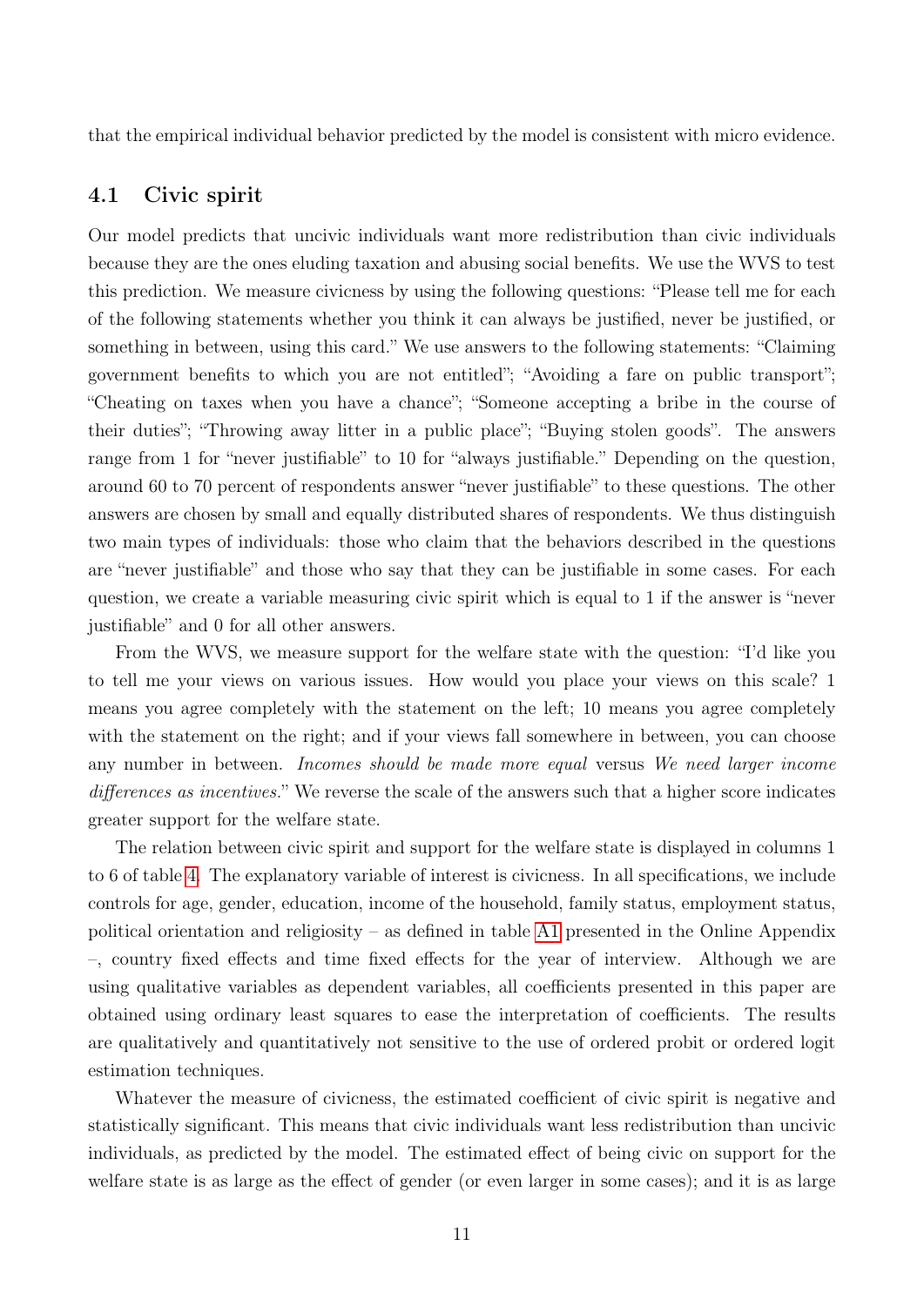that the empirical individual behavior predicted by the model is consistent with micro evidence.

### 4.1 Civic spirit

Our model predicts that uncivic individuals want more redistribution than civic individuals because they are the ones eluding taxation and abusing social benefits. We use the WVS to test this prediction. We measure civicness by using the following questions: "Please tell me for each of the following statements whether you think it can always be justified, never be justified, or something in between, using this card." We use answers to the following statements: "Claiming government benefits to which you are not entitled"; "Avoiding a fare on public transport"; "Cheating on taxes when you have a chance"; "Someone accepting a bribe in the course of their duties"; "Throwing away litter in a public place"; "Buying stolen goods". The answers range from 1 for "never justifiable" to 10 for "always justifiable." Depending on the question, around 60 to 70 percent of respondents answer "never justifiable" to these questions. The other answers are chosen by small and equally distributed shares of respondents. We thus distinguish two main types of individuals: those who claim that the behaviors described in the questions are "never justifiable" and those who say that they can be justifiable in some cases. For each question, we create a variable measuring civic spirit which is equal to 1 if the answer is "never justifiable" and 0 for all other answers.

From the WVS, we measure support for the welfare state with the question: "I'd like you to tell me your views on various issues. How would you place your views on this scale? 1 means you agree completely with the statement on the left; 10 means you agree completely with the statement on the right; and if your views fall somewhere in between, you can choose any number in between. *Incomes should be made more equal* versus *We need larger income differences as incentives*." We reverse the scale of the answers such that a higher score indicates greater support for the welfare state.

The relation between civic spirit and support for the welfare state is displayed in columns 1 to 6 of table 4. The explanatory variable of interest is civicness. In all specifications, we include controls for age, gender, education, income of the household, family status, employment status, political orientation and religiosity – as defined in table A1 presented in the Online Appendix –, country fixed effects and time fixed effects for the year of interview. Although we are using qualitative variables as dependent variables, all coefficients presented in this paper are obtained using ordinary least squares to ease the interpretation of coefficients. The results are qualitatively and quantitatively not sensitive to the use of ordered probit or ordered logit estimation techniques.

Whatever the measure of civicness, the estimated coefficient of civic spirit is negative and statistically significant. This means that civic individuals want less redistribution than uncivic individuals, as predicted by the model. The estimated effect of being civic on support for the welfare state is as large as the effect of gender (or even larger in some cases); and it is as large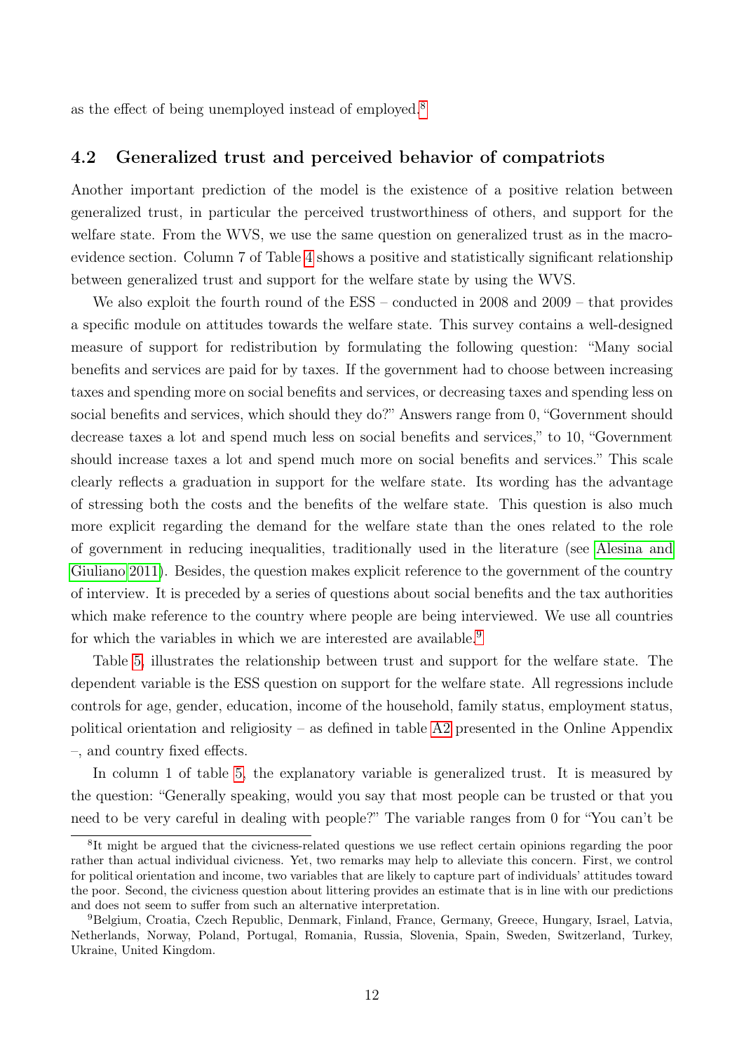as the effect of being unemployed instead of employed.[8]

### 4.2 Generalized trust and perceived behavior of compatriots

Another important prediction of the model is the existence of a positive relation between generalized trust, in particular the perceived trustworthiness of others, and support for the welfare state. From the WVS, we use the same question on generalized trust as in the macro-evidence section. Column 7 of Table 4 shows a positive and statistically significant relationship between generalized trust and support for the welfare state by using the WVS.

We also exploit the fourth round of the ESS – conducted in 2008 and 2009 – that provides a specific module on attitudes towards the welfare state. This survey contains a well-designed measure of support for redistribution by formulating the following question: "Many social benefits and services are paid for by taxes. If the government had to choose between increasing taxes and spending more on social benefits and services, or decreasing taxes and spending less on social benefits and services, which should they do?" Answers range from 0, "Government should decrease taxes a lot and spend much less on social benefits and services," to 10, "Government should increase taxes a lot and spend much more on social benefits and services." This scale clearly reflects a graduation in support for the welfare state. Its wording has the advantage of stressing both the costs and the benefits of the welfare state. This question is also much more explicit regarding the demand for the welfare state than the ones related to the role of government in reducing inequalities, traditionally used in the literature (see Alesina and Giuliano 2011). Besides, the question makes explicit reference to the government of the country of interview. It is preceded by a series of questions about social benefits and the tax authorities which make reference to the country where people are being interviewed. We use all countries for which the variables in which we are interested are available.[9]

Table 5, illustrates the relationship between trust and support for the welfare state. The dependent variable is the ESS question on support for the welfare state. All regressions include controls for age, gender, education, income of the household, family status, employment status, political orientation and religiosity – as defined in table A2 presented in the Online Appendix –, and country fixed effects.

In column 1 of table 5, the explanatory variable is generalized trust. It is measured by the question: "Generally speaking, would you say that most people can be trusted or that you need to be very careful in dealing with people?" The variable ranges from 0 for "You can't be

[8] It might be argued that the civicness-related questions we use reflect certain opinions regarding the poor rather than actual individual civicness. Yet, two remarks may help to alleviate this concern. First, we control for political orientation and income, two variables that are likely to capture part of individuals' attitudes toward the poor. Second, the civicness question about littering provides an estimate that is in line with our predictions and does not seem to suffer from such an alternative interpretation.

[9] Belgium, Croatia, Czech Republic, Denmark, Finland, France, Germany, Greece, Hungary, Israel, Latvia, Netherlands, Norway, Poland, Portugal, Romania, Russia, Slovenia, Spain, Sweden, Switzerland, Turkey, Ukraine, United Kingdom.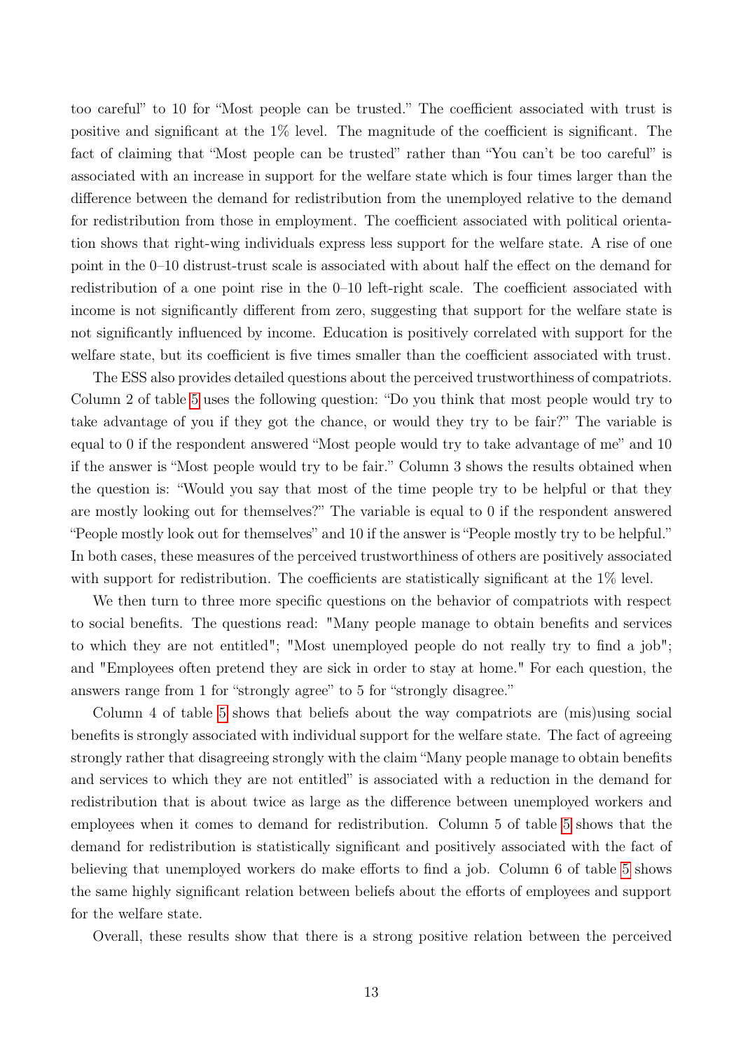too careful" to 10 for "Most people can be trusted." The coefficient associated with trust is positive and significant at the 1% level. The magnitude of the coefficient is significant. The fact of claiming that "Most people can be trusted" rather than "You can't be too careful" is associated with an increase in support for the welfare state which is four times larger than the difference between the demand for redistribution from the unemployed relative to the demand for redistribution from those in employment. The coefficient associated with political orientation shows that right-wing individuals express less support for the welfare state. A rise of one point in the 0–10 distrust-trust scale is associated with about half the effect on the demand for redistribution of a one point rise in the 0–10 left-right scale. The coefficient associated with income is not significantly different from zero, suggesting that support for the welfare state is not significantly influenced by income. Education is positively correlated with support for the welfare state, but its coefficient is five times smaller than the coefficient associated with trust.

The ESS also provides detailed questions about the perceived trustworthiness of compatriots. Column 2 of table 5 uses the following question: "Do you think that most people would try to take advantage of you if they got the chance, or would they try to be fair?" The variable is equal to 0 if the respondent answered "Most people would try to take advantage of me" and 10 if the answer is "Most people would try to be fair." Column 3 shows the results obtained when the question is: "Would you say that most of the time people try to be helpful or that they are mostly looking out for themselves?" The variable is equal to 0 if the respondent answered "People mostly look out for themselves" and 10 if the answer is "People mostly try to be helpful." In both cases, these measures of the perceived trustworthiness of others are positively associated with support for redistribution. The coefficients are statistically significant at the 1% level.

We then turn to three more specific questions on the behavior of compatriots with respect to social benefits. The questions read: "Many people manage to obtain benefits and services to which they are not entitled"; "Most unemployed people do not really try to find a job"; and "Employees often pretend they are sick in order to stay at home." For each question, the answers range from 1 for "strongly agree" to 5 for "strongly disagree."

Column 4 of table 5 shows that beliefs about the way compatriots are (mis)using social benefits is strongly associated with individual support for the welfare state. The fact of agreeing strongly rather that disagreeing strongly with the claim "Many people manage to obtain benefits and services to which they are not entitled" is associated with a reduction in the demand for redistribution that is about twice as large as the difference between unemployed workers and employees when it comes to demand for redistribution. Column 5 of table 5 shows that the demand for redistribution is statistically significant and positively associated with the fact of believing that unemployed workers do make efforts to find a job. Column 6 of table 5 shows the same highly significant relation between beliefs about the efforts of employees and support for the welfare state.

Overall, these results show that there is a strong positive relation between the perceived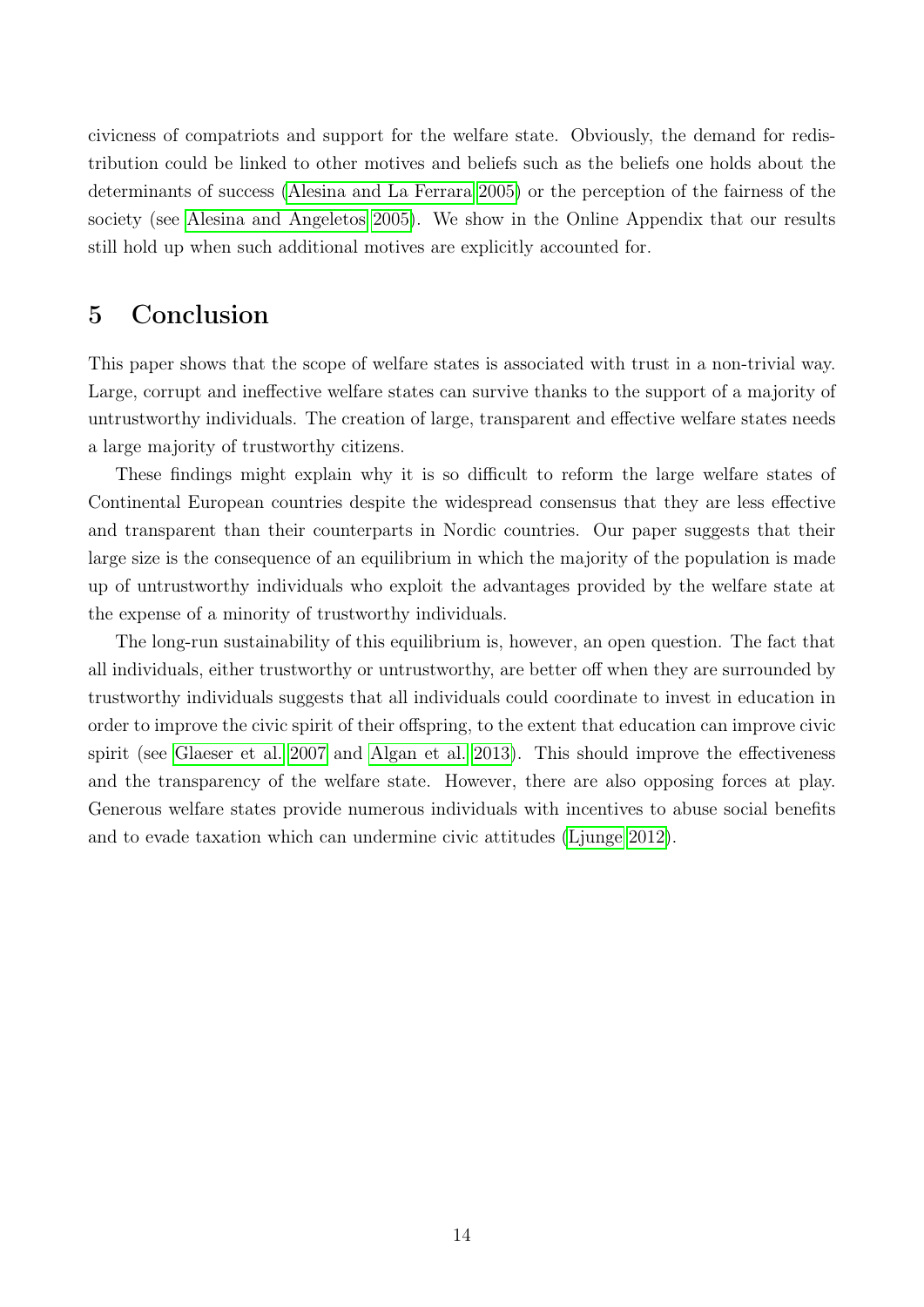civicness of compatriots and support for the welfare state. Obviously, the demand for redistribution could be linked to other motives and beliefs such as the beliefs one holds about the determinants of success (Alesina and La Ferrara 2005) or the perception of the fairness of the society (see Alesina and Angeletos 2005). We show in the Online Appendix that our results still hold up when such additional motives are explicitly accounted for.

# 5 Conclusion

This paper shows that the scope of welfare states is associated with trust in a non-trivial way. Large, corrupt and ineffective welfare states can survive thanks to the support of a majority of untrustworthy individuals. The creation of large, transparent and effective welfare states needs a large majority of trustworthy citizens.

These findings might explain why it is so difficult to reform the large welfare states of Continental European countries despite the widespread consensus that they are less effective and transparent than their counterparts in Nordic countries. Our paper suggests that their large size is the consequence of an equilibrium in which the majority of the population is made up of untrustworthy individuals who exploit the advantages provided by the welfare state at the expense of a minority of trustworthy individuals.

The long-run sustainability of this equilibrium is, however, an open question. The fact that all individuals, either trustworthy or untrustworthy, are better off when they are surrounded by trustworthy individuals suggests that all individuals could coordinate to invest in education in order to improve the civic spirit of their offspring, to the extent that education can improve civic spirit (see Glaeser et al. 2007 and Algan et al. 2013). This should improve the effectiveness and the transparency of the welfare state. However, there are also opposing forces at play. Generous welfare states provide numerous individuals with incentives to abuse social benefits and to evade taxation which can undermine civic attitudes (Ljunge 2012).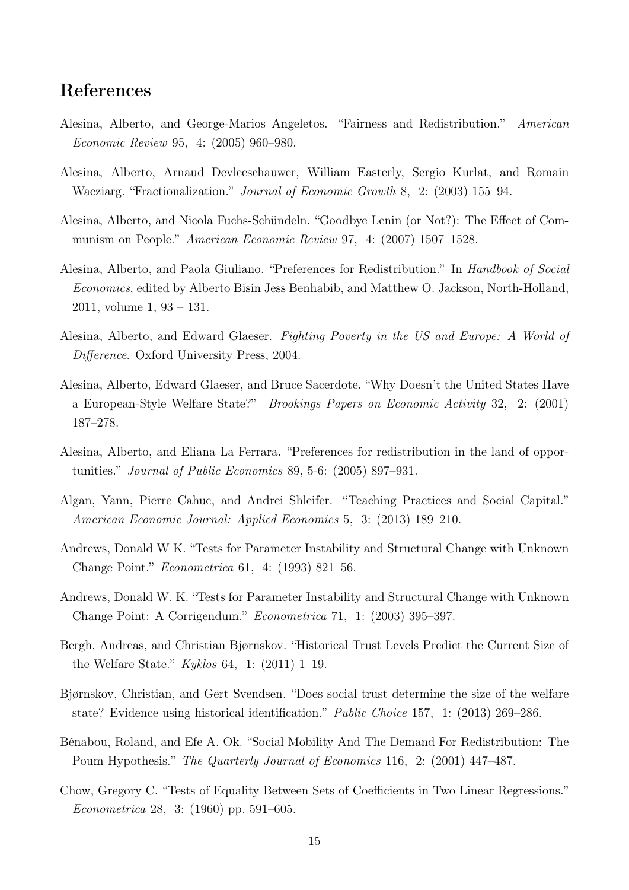## References

Alesina, Alberto, and George-Marios Angeletos. "Fairness and Redistribution." *American Economic Review* 95, 4: (2005) 960–980.

Alesina, Alberto, Arnaud Devleeschauwer, William Easterly, Sergio Kurlat, and Romain Wacziarg. "Fractionalization." *Journal of Economic Growth* 8, 2: (2003) 155–94.

Alesina, Alberto, and Nicola Fuchs-Schündeln. "Goodbye Lenin (or Not?): The Effect of Communism on People." *American Economic Review* 97, 4: (2007) 1507–1528.

Alesina, Alberto, and Paola Giuliano. "Preferences for Redistribution." In *Handbook of Social Economics*, edited by Alberto Bisin Jess Benhabib, and Matthew O. Jackson, North-Holland, 2011, volume 1, 93 – 131.

Alesina, Alberto, and Edward Glaeser. *Fighting Poverty in the US and Europe: A World of Difference*. Oxford University Press, 2004.

Alesina, Alberto, Edward Glaeser, and Bruce Sacerdote. "Why Doesn't the United States Have a European-Style Welfare State?" *Brookings Papers on Economic Activity* 32, 2: (2001) 187–278.

Alesina, Alberto, and Eliana La Ferrara. "Preferences for redistribution in the land of opportunities." *Journal of Public Economics* 89, 5-6: (2005) 897–931.

Algan, Yann, Pierre Cahuc, and Andrei Shleifer. "Teaching Practices and Social Capital." *American Economic Journal: Applied Economics* 5, 3: (2013) 189–210.

Andrews, Donald W K. "Tests for Parameter Instability and Structural Change with Unknown Change Point." *Econometrica* 61, 4: (1993) 821–56.

Andrews, Donald W. K. "Tests for Parameter Instability and Structural Change with Unknown Change Point: A Corrigendum." *Econometrica* 71, 1: (2003) 395–397.

Bergh, Andreas, and Christian Bjørnskov. "Historical Trust Levels Predict the Current Size of the Welfare State." *Kyklos* 64, 1: (2011) 1–19.

Bjørnskov, Christian, and Gert Svendsen. "Does social trust determine the size of the welfare state? Evidence using historical identification." *Public Choice* 157, 1: (2013) 269–286.

Bénabou, Roland, and Efe A. Ok. "Social Mobility And The Demand For Redistribution: The Poum Hypothesis." *The Quarterly Journal of Economics* 116, 2: (2001) 447–487.

Chow, Gregory C. "Tests of Equality Between Sets of Coefficients in Two Linear Regressions." *Econometrica* 28, 3: (1960) pp. 591–605.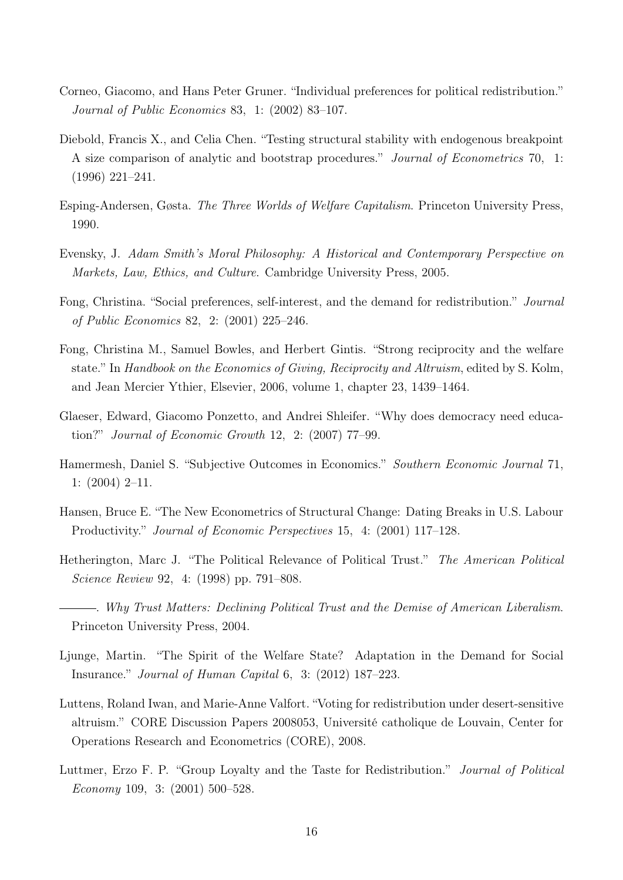Corneo, Giacomo, and Hans Peter Gruner. "Individual preferences for political redistribution." *Journal of Public Economics* 83, 1: (2002) 83–107.

Diebold, Francis X., and Celia Chen. "Testing structural stability with endogenous breakpoint A size comparison of analytic and bootstrap procedures." *Journal of Econometrics* 70, 1: (1996) 221–241.

Esping-Andersen, Gøsta. *The Three Worlds of Welfare Capitalism*. Princeton University Press, 1990.

Evensky, J. *Adam Smith's Moral Philosophy: A Historical and Contemporary Perspective on Markets, Law, Ethics, and Culture*. Cambridge University Press, 2005.

Fong, Christina. "Social preferences, self-interest, and the demand for redistribution." *Journal of Public Economics* 82, 2: (2001) 225–246.

Fong, Christina M., Samuel Bowles, and Herbert Gintis. "Strong reciprocity and the welfare state." In *Handbook on the Economics of Giving, Reciprocity and Altruism*, edited by S. Kolm, and Jean Mercier Ythier, Elsevier, 2006, volume 1, chapter 23, 1439–1464.

Glaeser, Edward, Giacomo Ponzetto, and Andrei Shleifer. "Why does democracy need education?" *Journal of Economic Growth* 12, 2: (2007) 77–99.

Hamermesh, Daniel S. "Subjective Outcomes in Economics." *Southern Economic Journal* 71, 1: (2004) 2–11.

Hansen, Bruce E. "The New Econometrics of Structural Change: Dating Breaks in U.S. Labour Productivity." *Journal of Economic Perspectives* 15, 4: (2001) 117–128.

Hetherington, Marc J. "The Political Relevance of Political Trust." *The American Political Science Review* 92, 4: (1998) pp. 791–808.

———. *Why Trust Matters: Declining Political Trust and the Demise of American Liberalism*. Princeton University Press, 2004.

Ljunge, Martin. "The Spirit of the Welfare State? Adaptation in the Demand for Social Insurance." *Journal of Human Capital* 6, 3: (2012) 187–223.

Luttens, Roland Iwan, and Marie-Anne Valfort. "Voting for redistribution under desert-sensitive altruism." CORE Discussion Papers 2008053, Université catholique de Louvain, Center for Operations Research and Econometrics (CORE), 2008.

Luttmer, Erzo F. P. "Group Loyalty and the Taste for Redistribution." *Journal of Political Economy* 109, 3: (2001) 500–528.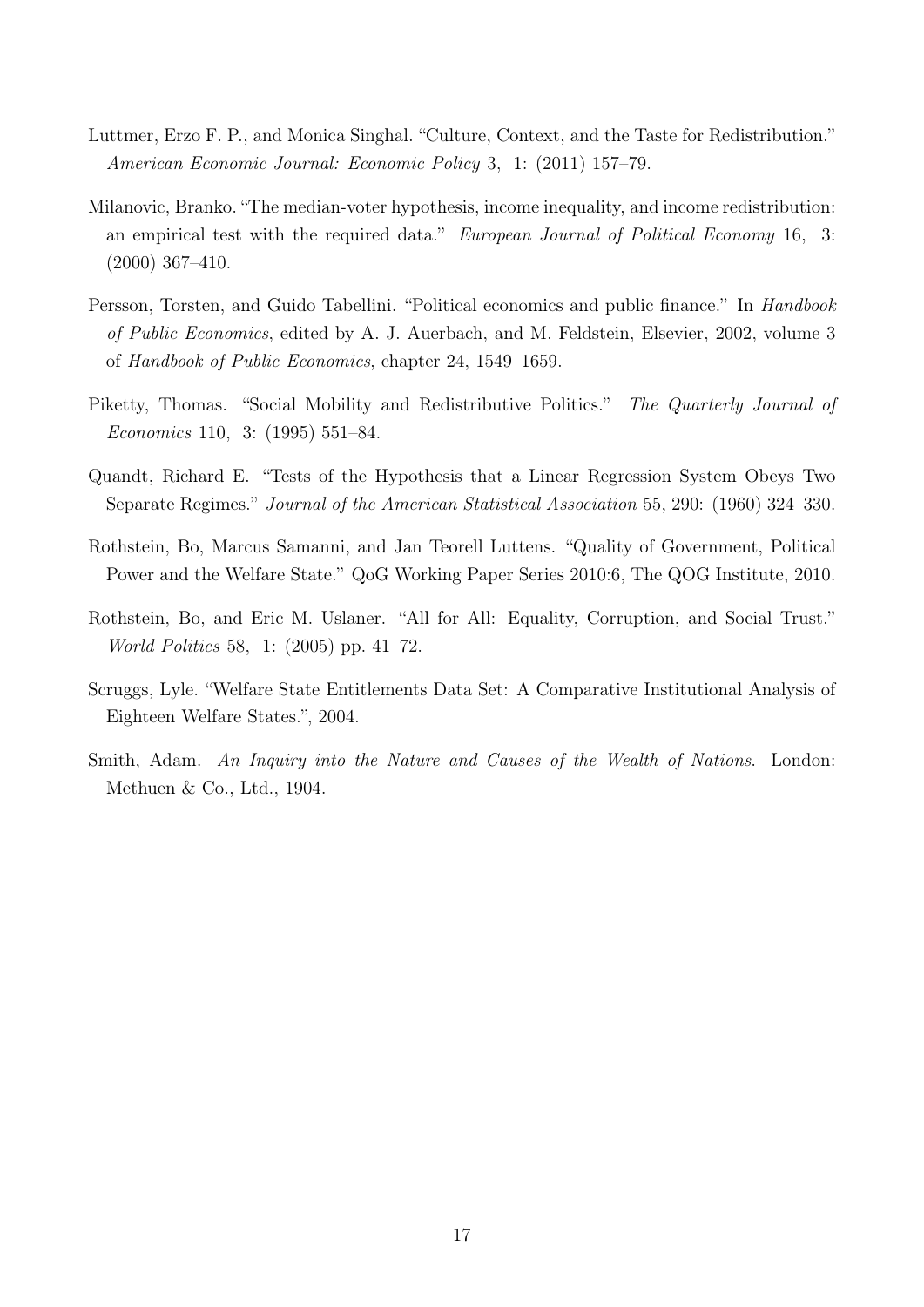Luttmer, Erzo F. P., and Monica Singhal. "Culture, Context, and the Taste for Redistribution." *American Economic Journal: Economic Policy* 3, 1: (2011) 157–79.

Milanovic, Branko. "The median-voter hypothesis, income inequality, and income redistribution: an empirical test with the required data." *European Journal of Political Economy* 16, 3: (2000) 367–410.

Persson, Torsten, and Guido Tabellini. "Political economics and public finance." In *Handbook of Public Economics*, edited by A. J. Auerbach, and M. Feldstein, Elsevier, 2002, volume 3 of *Handbook of Public Economics*, chapter 24, 1549–1659.

Piketty, Thomas. "Social Mobility and Redistributive Politics." *The Quarterly Journal of Economics* 110, 3: (1995) 551–84.

Quandt, Richard E. "Tests of the Hypothesis that a Linear Regression System Obeys Two Separate Regimes." *Journal of the American Statistical Association* 55, 290: (1960) 324–330.

Rothstein, Bo, Marcus Samanni, and Jan Teorell Luttens. "Quality of Government, Political Power and the Welfare State." QoG Working Paper Series 2010:6, The QOG Institute, 2010.

Rothstein, Bo, and Eric M. Uslaner. "All for All: Equality, Corruption, and Social Trust." *World Politics* 58, 1: (2005) pp. 41–72.

Scruggs, Lyle. "Welfare State Entitlements Data Set: A Comparative Institutional Analysis of Eighteen Welfare States.", 2004.

Smith, Adam. *An Inquiry into the Nature and Causes of the Wealth of Nations*. London: Methuen & Co., Ltd., 1904.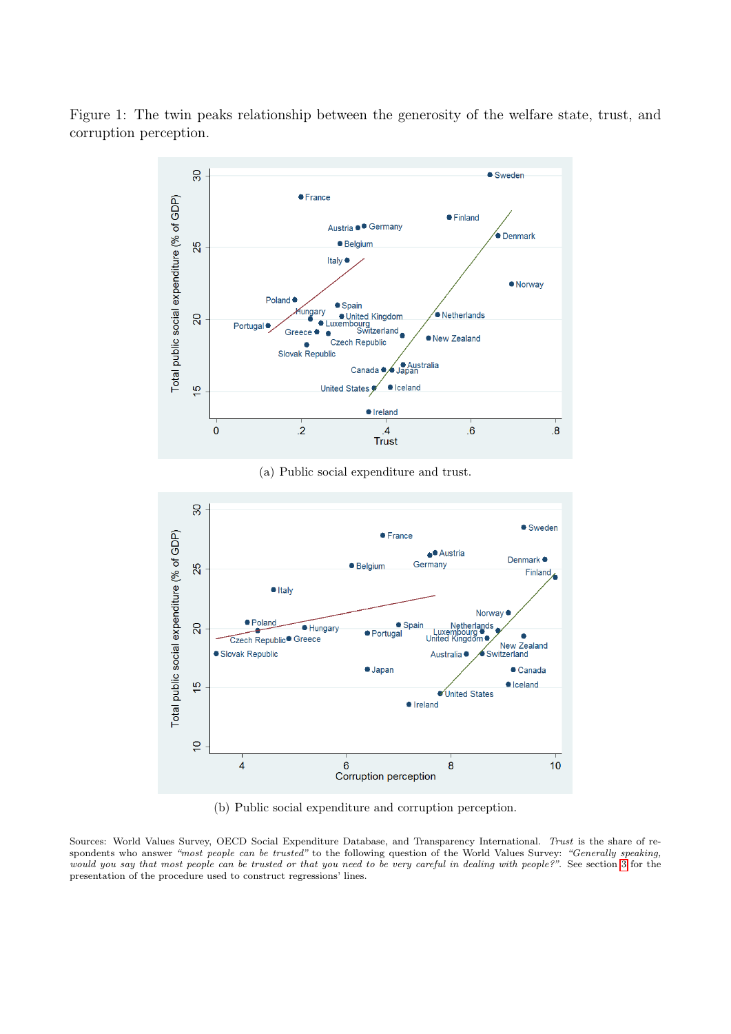Figure 1: The twin peaks relationship between the generosity of the welfare state, trust, and corruption perception.

(a) Public social expenditure and trust.

(b) Public social expenditure and corruption perception.

Sources: World Values Survey, OECD Social Expenditure Database, and Transparency International. *Trust* is the share of respondents who answer *"most people can be trusted"* to the following question of the World Values Survey: *"Generally speaking, would you say that most people can be trusted or that you need to be very careful in dealing with people?"*. See section 3 for the presentation of the procedure used to construct regressions' lines.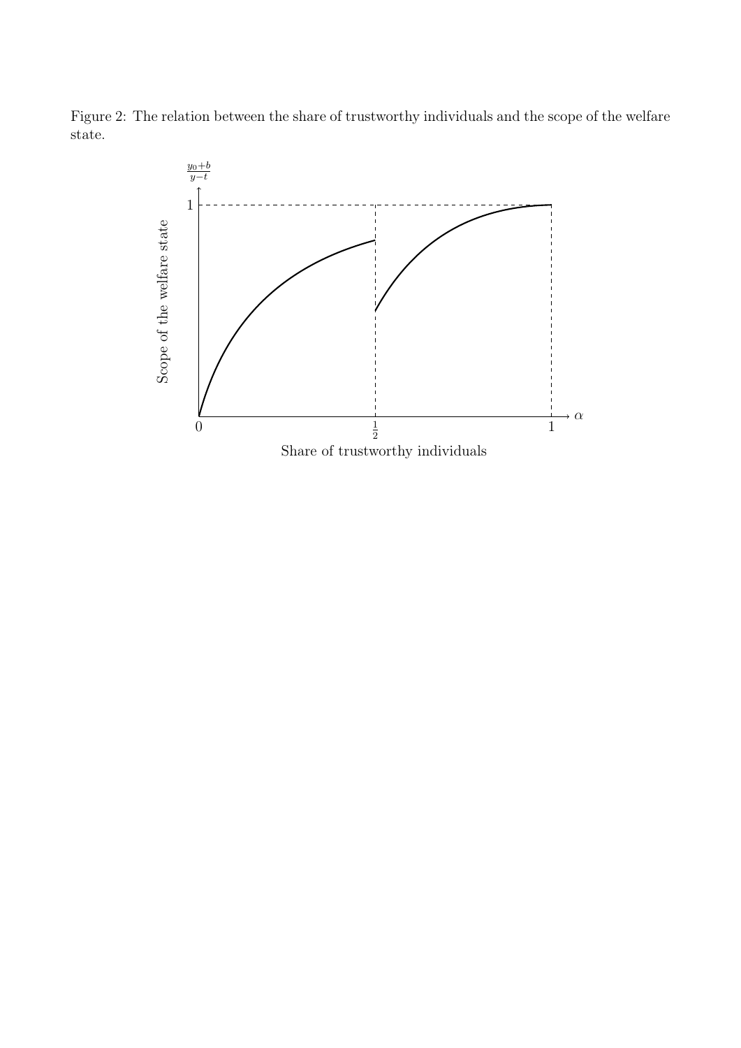Figure 2: The relation between the share of trustworthy individuals and the scope of the welfare state.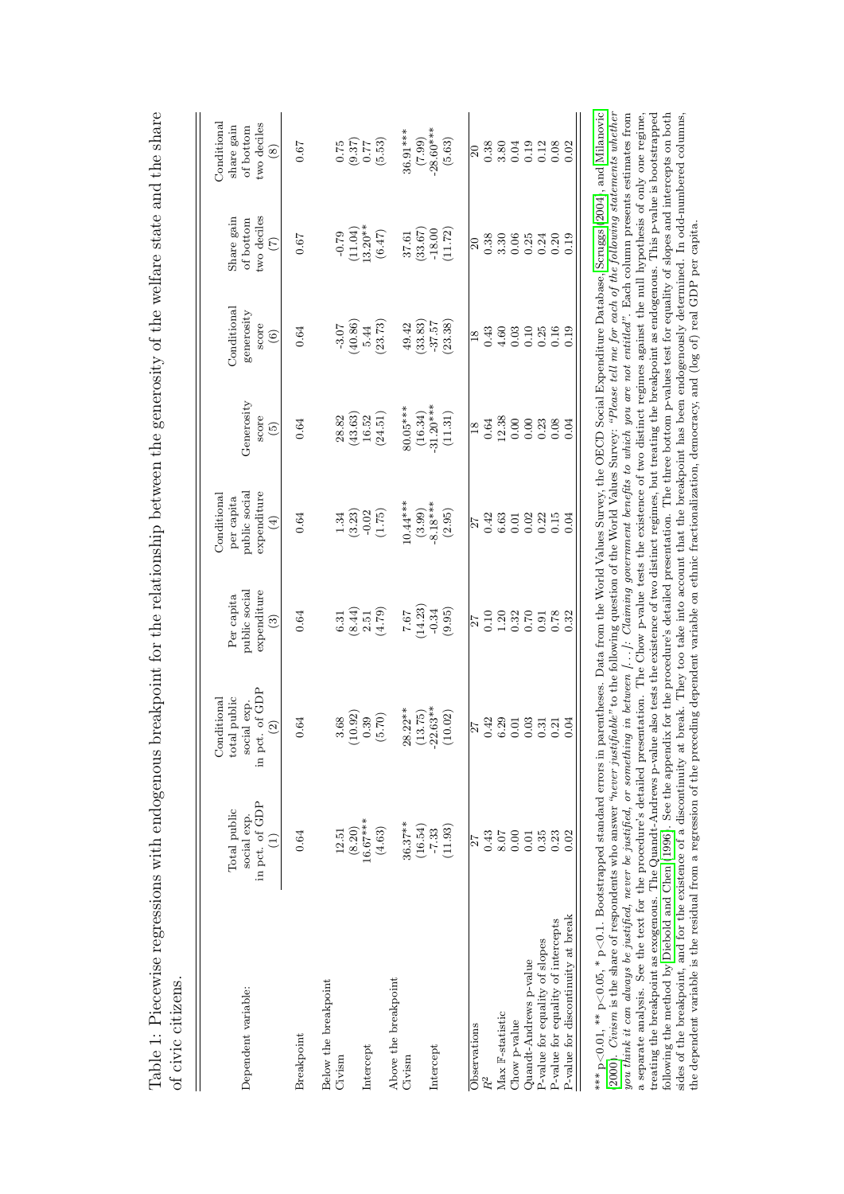Table 1: Piecewise regressions with endogenous breakpoint for the relationship between the generosity of the welfare state and the share of civic citizens.

| Dependent variable: | Total public social exp. in pct. of GDP (1) | Conditional total public social exp. in pct. of GDP (2) | Per capita public social expenditure (3) | Conditional per capita public social expenditure (4) | Generosity score (5) | Conditional generosity score (6) | Share gain of bottom two deciles (7) | Conditional share gain of bottom two deciles (8) |
|---|---|---|---|---|---|---|---|---|
| Breakpoint | 0.64 | 0.64 | 0.64 | 0.64 | 0.64 | 0.64 | 0.67 | 0.67 |
| Below the breakpoint | | | | | | | | |
| Civism | 12.51 | 3.68 | 6.31 | 1.34 | 28.82 | -3.07 | -0.79 | 0.75 |
| | (8.20) | (10.92) | (8.44) | (3.23) | (43.63) | (40.86) | (11.04) | (9.37) |
| Intercept | 16.67*** | 0.39 | 2.51 | -0.02 | 16.52 | 5.44 | 13.20** | 0.77 |
| | (4.63) | (5.70) | (4.79) | (1.75) | (24.51) | (23.73) | (6.47) | (5.53) |
| Above the breakpoint | | | | | | | | |
| Civism | 36.37** | 28.22** | 7.67 | 10.44*** | 80.05*** | 49.42 | 37.61 | 36.91*** |
| | (16.54) | (13.75) | (14.23) | (3.99) | (16.34) | (33.83) | (33.67) | (7.99) |
| Intercept | -7.33 | -22.63** | -0.34 | -8.18*** | -31.20*** | -37.57 | -18.00 | -28.60*** |
| | (11.93) | (10.02) | (9.95) | (2.95) | (11.31) | (23.38) | (11.72) | (5.63) |
| Observations | 27 | 27 | 27 | 27 | 18 | 18 | 20 | 20 |
| $R^2$ | 0.43 | 0.42 | 0.10 | 0.42 | 0.64 | 0.43 | 0.38 | 0.38 |
| Max $\mathbb{F}$-statistic | 8.07 | 6.29 | 1.20 | 6.63 | 12.38 | 4.60 | 3.30 | 3.80 |
| Chow p-value | 0.00 | 0.01 | 0.32 | 0.01 | 0.00 | 0.03 | 0.06 | 0.04 |
| Quandt-Andrews p-value | 0.01 | 0.03 | 0.70 | 0.02 | 0.00 | 0.10 | 0.25 | 0.19 |
| P-value for equality of slopes | 0.35 | 0.31 | 0.91 | 0.22 | 0.23 | 0.25 | 0.24 | 0.12 |
| P-value for equality of intercepts | 0.23 | 0.21 | 0.78 | 0.15 | 0.08 | 0.16 | 0.20 | 0.08 |
| P-value for discontinuity at break | 0.02 | 0.04 | 0.32 | 0.04 | 0.04 | 0.19 | 0.19 | 0.02 |

*** p<0.01, ** p<0.05, * p<0.1. Bootstrapped standard errors in parentheses. Data from the World Values Survey, the OECD Social Expenditure Database, Scruggs (2004), and Milanovic (2000). *Civism* is the share of respondents who answer *"never justifiable"* to the following question of the World Values Survey: *"Please tell me for each of the following statements whether you think it can always be justified, never be justified, or something in between [...]: Claiming government benefits to which you are not entitled"*. Each column presents estimates from a separate analysis. See the text for the procedure's detailed presentation. The Chow p-value tests the existence of two distinct regimes against the null hypothesis of only one regime, treating the breakpoint as exogenous. The Quandt-Andrews p-value also tests the existence of two distinct regimes, but treating the breakpoint as endogenous. This p-value is bootstrapped following the method by Diebold and Chen (1996). See the appendix for the procedure's detailed presentation. The three bottom p-values test for equality of slopes and intercepts on both sides of the breakpoint, and for the existence of a discontinuity at break. They too take into account that the breakpoint has been endogenously determined. In odd-numbered columns, the dependent variable is the residual from a regression of the preceding dependent variable on ethnic fractionalization, democracy, and (log of) real GDP per capita.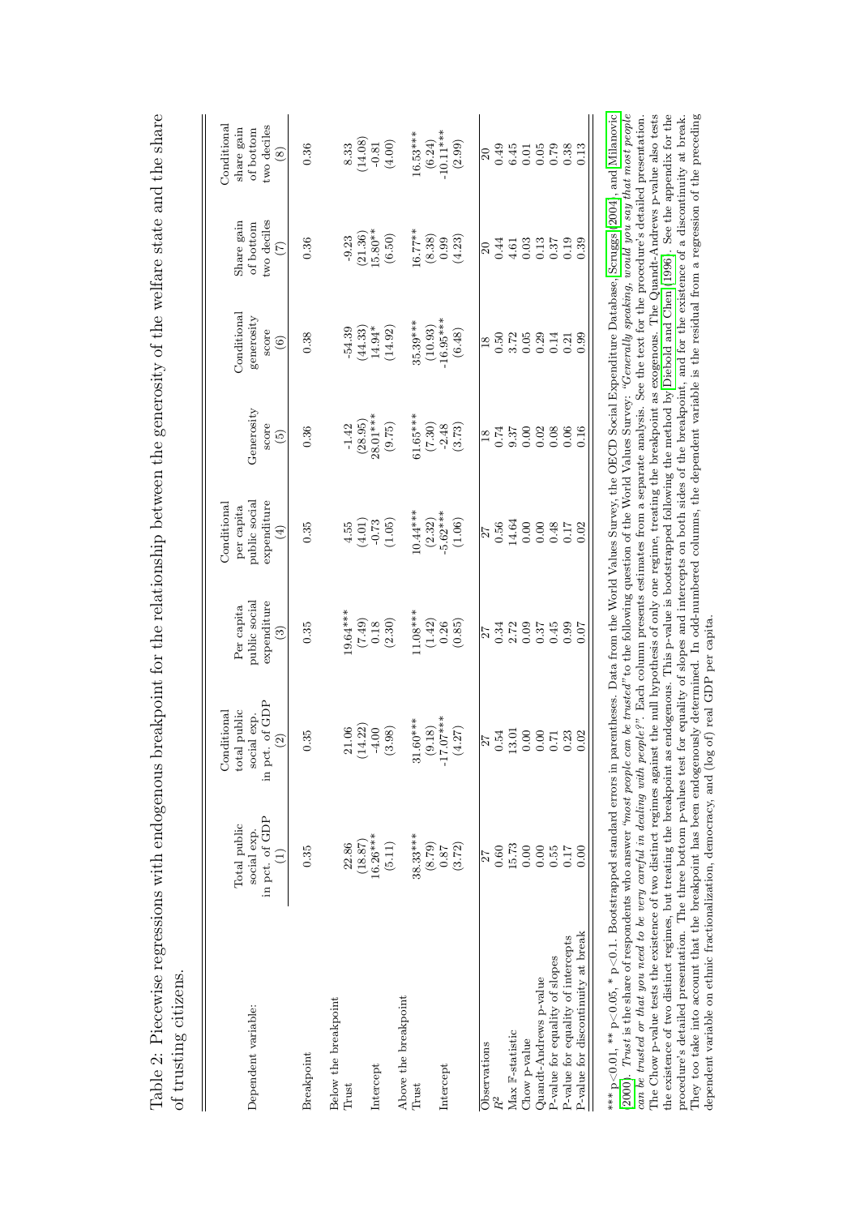Table 2: Piecewise regressions with endogenous breakpoint for the relationship between the generosity of the welfare state and the share of trusting citizens.

| Dependent variable: | Total public social exp. in pct. of GDP | Conditional total public social exp. in pct. of GDP | Per capita public social expenditure | Conditional per capita public social expenditure | Generosity score | Conditional generosity score | Share gain of bottom two deciles | Conditional share gain of bottom two deciles |
|---|---|---|---|---|---|---|---|---|
| | (1) | (2) | (3) | (4) | (5) | (6) | (7) | (8) |
| Breakpoint | 0.35 | 0.35 | 0.35 | 0.35 | 0.36 | 0.38 | 0.36 | 0.36 |
| Below the breakpoint | | | | | | | | |
| Trust | 22.86 | 21.06 | 19.64*** | 4.55 | -1.42 | -54.39 | -9.23 | 8.33 |
| | (18.87) | (14.22) | (7.49) | (4.01) | (28.95) | (44.33) | (21.36) | (14.08) |
| Intercept | 16.26*** | -4.00 | 0.18 | -0.73 | 28.01*** | 14.94* | 15.80** | -0.81 |
| | (5.11) | (3.98) | (2.30) | (1.05) | (9.75) | (14.92) | (6.50) | (4.00) |
| Above the breakpoint | | | | | | | | |
| Trust | 38.33*** | 31.60*** | 11.08*** | 10.44*** | 61.65*** | 35.39*** | 16.77** | 16.53*** |
| | (8.79) | (9.18) | (1.42) | (2.32) | (7.30) | (10.93) | (8.38) | (6.24) |
| Intercept | 0.87 | -17.07*** | 0.26 | -5.62*** | -2.48 | -16.95*** | 0.99 | -10.11*** |
| | (3.72) | (4.27) | (0.85) | (1.06) | (3.73) | (6.48) | (4.23) | (2.99) |
| Observations | 27 | 27 | 27 | 27 | 18 | 18 | 20 | 20 |
| $R^2$ | 0.60 | 0.54 | 0.34 | 0.56 | 0.74 | 0.50 | 0.44 | 0.49 |
| Max $\mathbb{F}$-statistic | 15.73 | 13.01 | 2.72 | 14.64 | 9.37 | 3.72 | 4.61 | 6.45 |
| Chow p-value | 0.00 | 0.00 | 0.09 | 0.00 | 0.00 | 0.05 | 0.03 | 0.01 |
| Quandt-Andrews p-value | 0.00 | 0.00 | 0.37 | 0.00 | 0.02 | 0.29 | 0.13 | 0.05 |
| P-value for equality of slopes | 0.55 | 0.71 | 0.45 | 0.48 | 0.08 | 0.14 | 0.37 | 0.79 |
| P-value for equality of intercepts | 0.17 | 0.23 | 0.99 | 0.17 | 0.06 | 0.21 | 0.19 | 0.38 |
| P-value for discontinuity at break | 0.00 | 0.02 | 0.07 | 0.02 | 0.16 | 0.99 | 0.39 | 0.13 |

*** p<0.01, ** p<0.05, * p<0.1. Bootstrapped standard errors in parentheses. Data from the World Values Survey, the OECD Social Expenditure Database, Scruggs (2004), and Milanovic (2000). *Trust* is the share of respondents who answer *"most people can be trusted"* to the following question of the World Values Survey: *"Generally speaking, would you say that most people can be trusted or that you need to be very careful in dealing with people?"*. Each column presents estimates from a separate analysis. See the text for the procedure's detailed presentation. The Chow p-value tests the existence of two distinct regimes against the null hypothesis of only one regime, treating the breakpoint as exogenous. The Quandt-Andrews p-value also tests the existence of two distinct regimes, but treating the breakpoint as endogenous. This p-value is bootstrapped following the method by Diebold and Chen (1996). See the appendix for the procedure's detailed presentation. The three bottom p-values test for equality of slopes and intercepts on both sides of the breakpoint, and for the existence of a discontinuity at break. They too take into account that the breakpoint has been endogenously determined. In odd-numbered columns, the dependent variable is the residual from a regression of the preceding dependent variable on ethnic fractionalization, democracy, and (log of) real GDP per capita.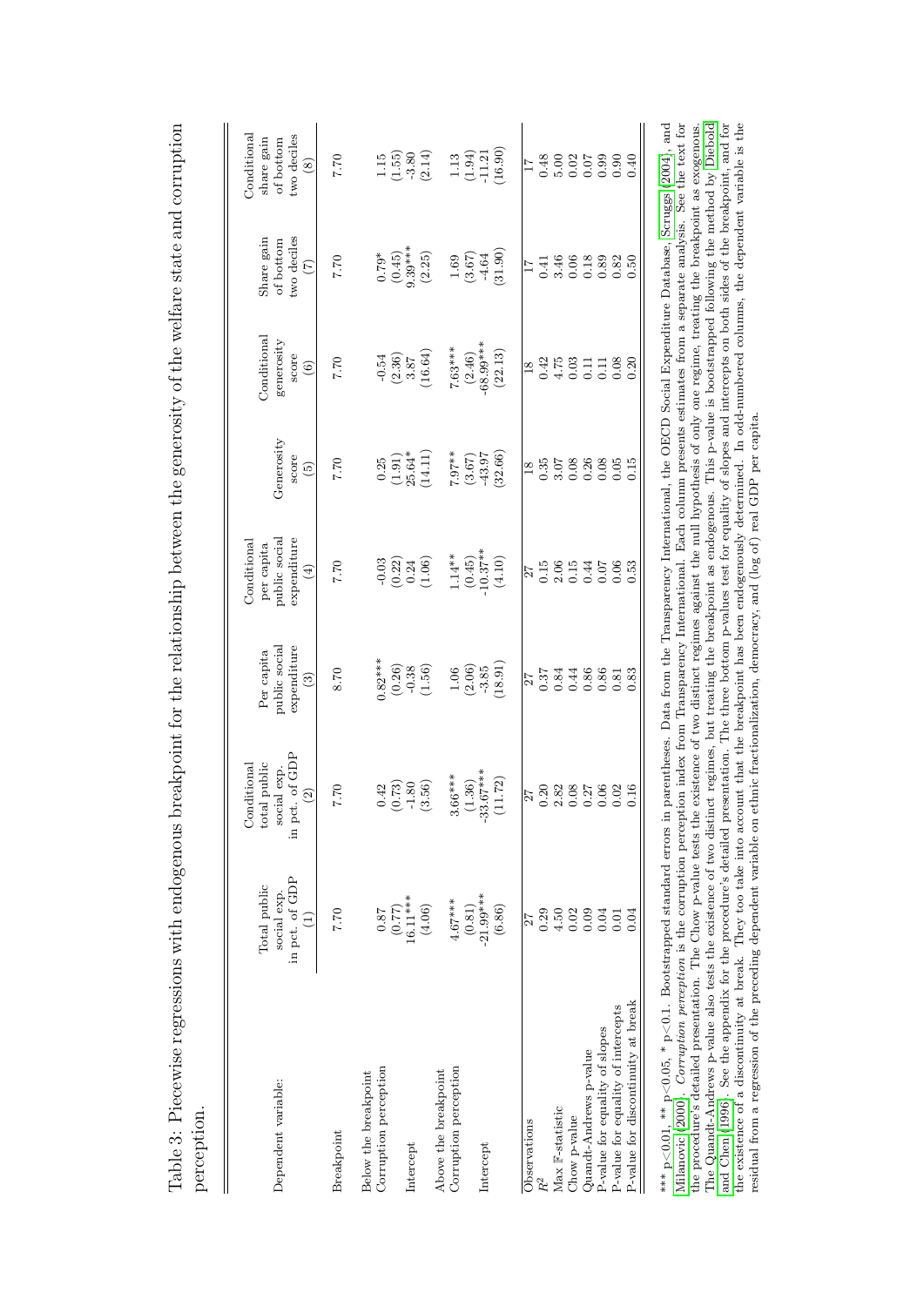Table 3: Piecewise regressions with endogenous breakpoint for the relationship between the generosity of the welfare state and corruption perception.

| Dependent variable: | Total public social exp. in pct. of GDP | Conditional total public social exp. in pct. of GDP | Per capita public social expenditure | Conditional per capita public social expenditure | Generosity score | Conditional generosity score | Share gain of bottom two deciles | Conditional share gain of bottom two deciles |
|---|---|---|---|---|---|---|---|---|
| | (1) | (2) | (3) | (4) | (5) | (6) | (7) | (8) |
| Breakpoint | 7.70 | 7.70 | 8.70 | 7.70 | 7.70 | 7.70 | 7.70 | 7.70 |
| Below the breakpoint | | | | | | | | |
| Corruption perception | 0.87 | 0.42 | 0.82*** | -0.03 | 0.25 | -0.54 | 0.79* | 1.15 |
| | (0.77) | (0.73) | (0.26) | (0.22) | (1.91) | (2.36) | (0.45) | (1.55) |
| Intercept | 16.11*** | -1.80 | -0.38 | 0.24 | 25.64* | 3.87 | 9.39*** | -3.80 |
| | (4.06) | (3.56) | (1.56) | (1.06) | (14.11) | (16.64) | (2.25) | (2.14) |
| Above the breakpoint | | | | | | | | |
| Corruption perception | 4.67*** | 3.66*** | 1.06 | 1.14** | 7.97** | 7.63*** | 1.69 | 1.13 |
| | (0.81) | (1.36) | (2.06) | (0.45) | (3.67) | (2.46) | (3.67) | (1.94) |
| Intercept | -21.99*** | -33.67*** | -3.85 | -10.37** | -43.97 | -68.99*** | -4.64 | -11.21 |
| | (6.86) | (11.72) | (18.91) | (4.10) | (32.66) | (22.13) | (31.90) | (16.90) |
| Observations | 27 | 27 | 27 | 27 | 18 | 18 | 17 | 17 |
| $R^2$ | 0.29 | 0.20 | 0.37 | 0.15 | 0.35 | 0.42 | 0.41 | 0.48 |
| Max $\mathbb{F}$-statistic | 4.50 | 2.82 | 0.84 | 2.06 | 3.07 | 4.75 | 3.46 | 5.00 |
| Chow p-value | 0.02 | 0.08 | 0.44 | 0.15 | 0.08 | 0.03 | 0.06 | 0.02 |
| Quandt-Andrews p-value | 0.09 | 0.27 | 0.86 | 0.44 | 0.26 | 0.11 | 0.18 | 0.07 |
| P-value for equality of slopes | 0.04 | 0.06 | 0.86 | 0.07 | 0.08 | 0.11 | 0.89 | 0.99 |
| P-value for equality of intercepts | 0.01 | 0.02 | 0.81 | 0.06 | 0.05 | 0.08 | 0.82 | 0.90 |
| P-value for discontinuity at break | 0.04 | 0.16 | 0.83 | 0.53 | 0.15 | 0.20 | 0.50 | 0.40 |

*** p<0.01, ** p<0.05, * p<0.1. Bootstrapped standard errors in parentheses. Data from the Transparency International, the OECD Social Expenditure Database, Scruggs (2004), and Milanovic (2000). *Corruption perception* is the corruption perception index from Transparency International. Each column presents estimates from a separate analysis. See the text for the procedure's detailed presentation. The Chow p-value tests the existence of two distinct regimes against the null hypothesis of only one regime, treating the breakpoint as exogenous. The Quandt-Andrews p-value also tests the existence of two distinct regimes, but treating the breakpoint as endogenous. This p-value is bootstrapped following the method by Diebold and Chen (1996). See the appendix for the procedure's detailed presentation. The three bottom p-values test for equality of slopes and intercepts on both sides of the breakpoint, and for the existence of a discontinuity at break. They too take into account that the breakpoint has been endogenously determined. In odd-numbered columns, the dependent variable is the residual from a regression of the preceding dependent variable on ethnic fractionalization, democracy, and (log of) real GDP per capita.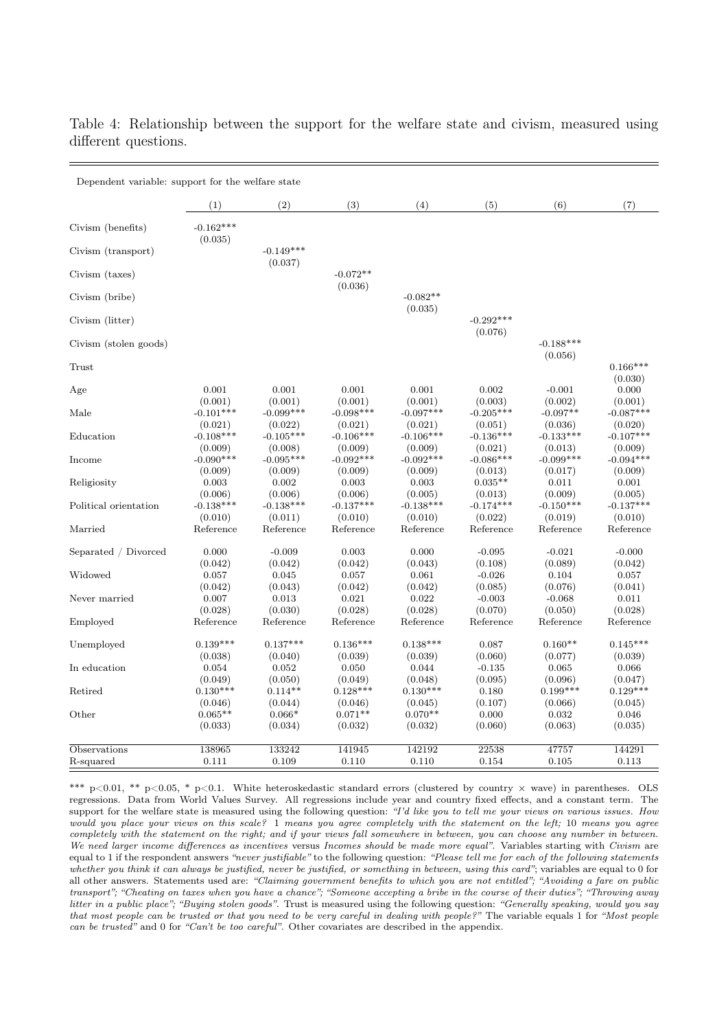Table 4: Relationship between the support for the welfare state and civism, measured using different questions.

| Dependent variable: support for the welfare state | | | | | | | |
|---|---|---|---|---|---|---|---|
| | (1) | (2) | (3) | (4) | (5) | (6) | (7) |
| Civism (benefits) | -0.162*** | | | | | | |
| | (0.035) | | | | | | |
| Civism (transport) | | -0.149*** | | | | | |
| | | (0.037) | | | | | |
| Civism (taxes) | | | -0.072** | | | | |
| | | | (0.036) | | | | |
| Civism (bribe) | | | | -0.082** | | | |
| | | | | (0.035) | | | |
| Civism (litter) | | | | | -0.292*** | | |
| | | | | | (0.076) | | |
| Civism (stolen goods) | | | | | | -0.188*** | |
| | | | | | | (0.056) | |
| Trust | | | | | | | 0.166*** |
| | | | | | | | (0.030) |
| Age | 0.001 | 0.001 | 0.001 | 0.001 | 0.002 | -0.001 | 0.000 |
| | (0.001) | (0.001) | (0.001) | (0.001) | (0.003) | (0.002) | (0.001) |
| Male | -0.101*** | -0.099*** | -0.098*** | -0.097*** | -0.205*** | -0.097** | -0.087*** |
| | (0.021) | (0.022) | (0.021) | (0.021) | (0.051) | (0.036) | (0.020) |
| Education | -0.108*** | -0.105*** | -0.106*** | -0.106*** | -0.136*** | -0.133*** | -0.107*** |
| | (0.009) | (0.008) | (0.009) | (0.009) | (0.021) | (0.013) | (0.009) |
| Income | -0.090*** | -0.095*** | -0.092*** | -0.092*** | -0.086*** | -0.099*** | -0.094*** |
| | (0.009) | (0.009) | (0.009) | (0.009) | (0.013) | (0.017) | (0.009) |
| Religiosity | 0.003 | 0.002 | 0.003 | 0.003 | 0.035** | 0.011 | 0.001 |
| | (0.006) | (0.006) | (0.006) | (0.005) | (0.013) | (0.009) | (0.005) |
| Political orientation | -0.138*** | -0.138*** | -0.137*** | -0.138*** | -0.174*** | -0.150*** | -0.137*** |
| | (0.010) | (0.011) | (0.010) | (0.010) | (0.022) | (0.019) | (0.010) |
| Married | Reference | Reference | Reference | Reference | Reference | Reference | Reference |
| Separated / Divorced | 0.000 | -0.009 | 0.003 | 0.000 | -0.095 | -0.021 | -0.000 |
| | (0.042) | (0.042) | (0.042) | (0.043) | (0.108) | (0.089) | (0.042) |
| Widowed | 0.057 | 0.045 | 0.057 | 0.061 | -0.026 | 0.104 | 0.057 |
| | (0.042) | (0.043) | (0.042) | (0.042) | (0.085) | (0.076) | (0.041) |
| Never married | 0.007 | 0.013 | 0.021 | 0.022 | -0.003 | -0.068 | 0.011 |
| | (0.028) | (0.030) | (0.028) | (0.028) | (0.070) | (0.050) | (0.028) |
| Employed | Reference | Reference | Reference | Reference | Reference | Reference | Reference |
| Unemployed | 0.139*** | 0.137*** | 0.136*** | 0.138*** | 0.087 | 0.160** | 0.145*** |
| | (0.038) | (0.040) | (0.039) | (0.039) | (0.060) | (0.077) | (0.039) |
| In education | 0.054 | 0.052 | 0.050 | 0.044 | -0.135 | 0.065 | 0.066 |
| | (0.049) | (0.050) | (0.049) | (0.048) | (0.095) | (0.096) | (0.047) |
| Retired | 0.130*** | 0.114** | 0.128*** | 0.130*** | 0.180 | 0.199*** | 0.129*** |
| | (0.046) | (0.044) | (0.046) | (0.045) | (0.107) | (0.066) | (0.045) |
| Other | 0.065** | 0.066* | 0.071** | 0.070** | 0.000 | 0.032 | 0.046 |
| | (0.033) | (0.034) | (0.032) | (0.032) | (0.060) | (0.063) | (0.035) |
| Observations | 138965 | 133242 | 141945 | 142192 | 22538 | 47757 | 144291 |
| R-squared | 0.111 | 0.109 | 0.110 | 0.110 | 0.154 | 0.105 | 0.113 |

\*\*\* p<0.01, \*\* p<0.05, \* p<0.1. White heteroskedastic standard errors (clustered by country × wave) in parentheses. OLS regressions. Data from World Values Survey. All regressions include year and country fixed effects, and a constant term. The support for the welfare state is measured using the following question: *"I'd like you to tell me your views on various issues. How would you place your views on this scale?* 1 *means you agree completely with the statement on the left;* 10 *means you agree completely with the statement on the right; and if your views fall somewhere in between, you can choose any number in between. We need larger income differences as incentives* versus *Incomes should be made more equal"*. Variables starting with *Civism* are equal to 1 if the respondent answers *"never justifiable"* to the following question: *"Please tell me for each of the following statements whether you think it can always be justified, never be justified, or something in between, using this card"*; variables are equal to 0 for all other answers. Statements used are: *"Claiming government benefits to which you are not entitled"; "Avoiding a fare on public transport"; "Cheating on taxes when you have a chance"; "Someone accepting a bribe in the course of their duties"; "Throwing away litter in a public place"; "Buying stolen goods"*. Trust is measured using the following question: *"Generally speaking, would you say that most people can be trusted or that you need to be very careful in dealing with people?"* The variable equals 1 for *"Most people can be trusted"* and 0 for *"Can't be too careful"*. Other covariates are described in the appendix.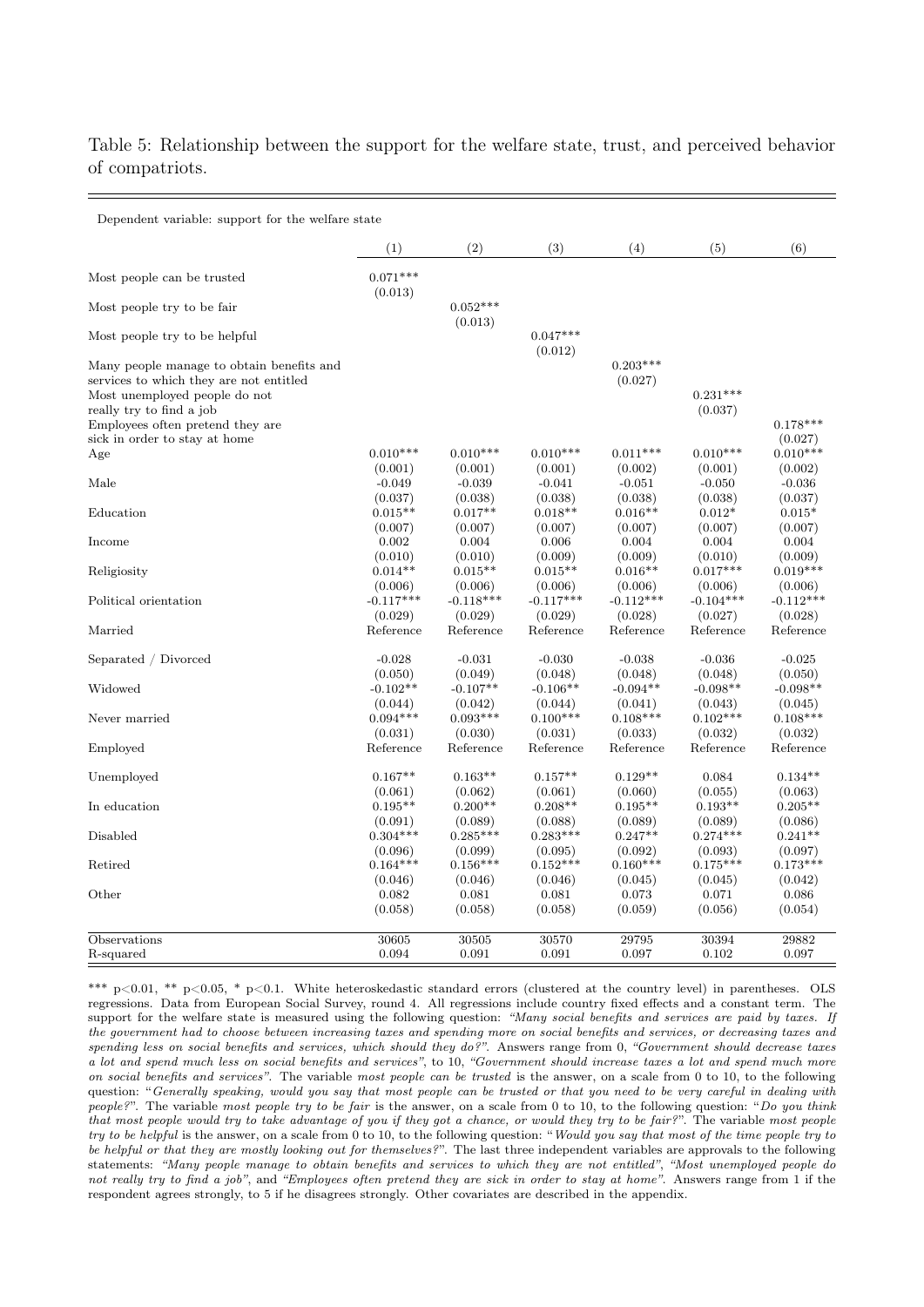Table 5: Relationship between the support for the welfare state, trust, and perceived behavior of compatriots.

| Dependent variable: support for the welfare state | | | | | | |
|---|---|---|---|---|---|---|
| | (1) | (2) | (3) | (4) | (5) | (6) |
| Most people can be trusted | 0.071*** | | | | | |
| | (0.013) | | | | | |
| Most people try to be fair | | 0.052*** | | | | |
| | | (0.013) | | | | |
| Most people try to be helpful | | | 0.047*** | | | |
| | | | (0.012) | | | |
| Many people manage to obtain benefits and services to which they are not entitled | | | | 0.203*** | | |
| | | | | (0.027) | | |
| Most unemployed people do not really try to find a job | | | | | 0.231*** | |
| | | | | | (0.037) | |
| Employees often pretend they are sick in order to stay at home | | | | | | 0.178*** |
| | | | | | | (0.027) |
| Age | 0.010*** | 0.010*** | 0.010*** | 0.011*** | 0.010*** | 0.010*** |
| | (0.001) | (0.001) | (0.001) | (0.002) | (0.001) | (0.002) |
| Male | -0.049 | -0.039 | -0.041 | -0.051 | -0.050 | -0.036 |
| | (0.037) | (0.038) | (0.038) | (0.038) | (0.038) | (0.037) |
| Education | 0.015** | 0.017** | 0.018** | 0.016** | 0.012* | 0.015* |
| | (0.007) | (0.007) | (0.007) | (0.007) | (0.007) | (0.007) |
| Income | 0.002 | 0.004 | 0.006 | 0.004 | 0.004 | 0.004 |
| | (0.010) | (0.010) | (0.009) | (0.009) | (0.010) | (0.009) |
| Religiosity | 0.014** | 0.015** | 0.015** | 0.016** | 0.017*** | 0.019*** |
| | (0.006) | (0.006) | (0.006) | (0.006) | (0.006) | (0.006) |
| Political orientation | -0.117*** | -0.118*** | -0.117*** | -0.112*** | -0.104*** | -0.112*** |
| | (0.029) | (0.029) | (0.029) | (0.028) | (0.027) | (0.028) |
| Married | Reference | Reference | Reference | Reference | Reference | Reference |
| Separated / Divorced | -0.028 | -0.031 | -0.030 | -0.038 | -0.036 | -0.025 |
| | (0.050) | (0.049) | (0.048) | (0.048) | (0.048) | (0.050) |
| Widowed | -0.102** | -0.107** | -0.106** | -0.094** | -0.098** | -0.098** |
| | (0.044) | (0.042) | (0.044) | (0.041) | (0.043) | (0.045) |
| Never married | 0.094*** | 0.093*** | 0.100*** | 0.108*** | 0.102*** | 0.108*** |
| | (0.031) | (0.030) | (0.031) | (0.033) | (0.032) | (0.032) |
| Employed | Reference | Reference | Reference | Reference | Reference | Reference |
| Unemployed | 0.167** | 0.163** | 0.157** | 0.129** | 0.084 | 0.134** |
| | (0.061) | (0.062) | (0.061) | (0.060) | (0.055) | (0.063) |
| In education | 0.195** | 0.200** | 0.208** | 0.195** | 0.193** | 0.205** |
| | (0.091) | (0.089) | (0.088) | (0.089) | (0.089) | (0.086) |
| Disabled | 0.304*** | 0.285*** | 0.283*** | 0.247** | 0.274*** | 0.241** |
| | (0.096) | (0.099) | (0.095) | (0.092) | (0.093) | (0.097) |
| Retired | 0.164*** | 0.156*** | 0.152*** | 0.160*** | 0.175*** | 0.173*** |
| | (0.046) | (0.046) | (0.046) | (0.045) | (0.045) | (0.042) |
| Other | 0.082 | 0.081 | 0.081 | 0.073 | 0.071 | 0.086 |
| | (0.058) | (0.058) | (0.058) | (0.059) | (0.056) | (0.054) |
| Observations | 30605 | 30505 | 30570 | 29795 | 30394 | 29882 |
| R-squared | 0.094 | 0.091 | 0.091 | 0.097 | 0.102 | 0.097 |

*** p<0.01, ** p<0.05, * p<0.1. White heteroskedastic standard errors (clustered at the country level) in parentheses. OLS regressions. Data from European Social Survey, round 4. All regressions include country fixed effects and a constant term. The support for the welfare state is measured using the following question: *"Many social benefits and services are paid by taxes. If the government had to choose between increasing taxes and spending more on social benefits and services, or decreasing taxes and spending less on social benefits and services, which should they do?"*. Answers range from 0, *"Government should decrease taxes a lot and spend much less on social benefits and services"*, to 10, *"Government should increase taxes a lot and spend much more on social benefits and services"*. The variable *most people can be trusted* is the answer, on a scale from 0 to 10, to the following question: "*Generally speaking, would you say that most people can be trusted or that you need to be very careful in dealing with people?*". The variable *most people try to be fair* is the answer, on a scale from 0 to 10, to the following question: "*Do you think that most people would try to take advantage of you if they got a chance, or would they try to be fair?*". The variable *most people try to be helpful* is the answer, on a scale from 0 to 10, to the following question: "*Would you say that most of the time people try to be helpful or that they are mostly looking out for themselves?*". The last three independent variables are approvals to the following statements: *"Many people manage to obtain benefits and services to which they are not entitled"*, *"Most unemployed people do not really try to find a job"*, and *"Employees often pretend they are sick in order to stay at home"*. Answers range from 1 if the respondent agrees strongly, to 5 if he disagrees strongly. Other covariates are described in the appendix.